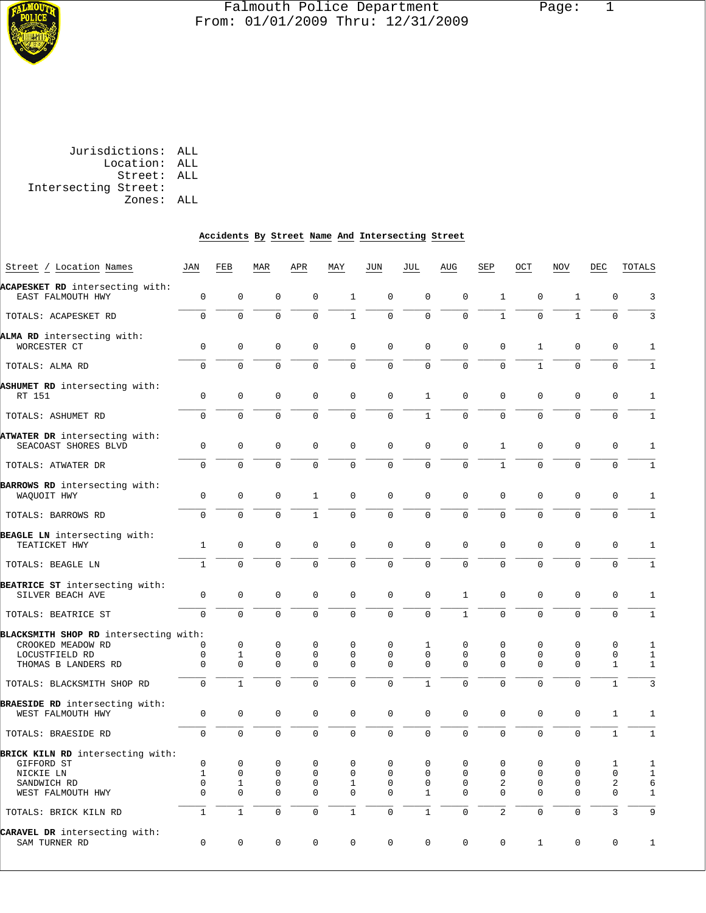# Falmouth Police Department

From: 01/01/2009 Thru: 12/31/2009

Jurisdictions: ALL
Location: ALL
Street: ALL
Intersecting Street:
Zones: ALL

## Accidents By Street Name And Intersecting Street

| Street / Location Names | JAN | FEB | MAR | APR | MAY | JUN | JUL | AUG | SEP | OCT | NOV | DEC | TOTALS |
|---|---|---|---|---|---|---|---|---|---|---|---|---|---|
| **ACAPESKET RD** intersecting with: | | | | | | | | | | | | | |
| EAST FALMOUTH HWY | 0 | 0 | 0 | 0 | 1 | 0 | 0 | 0 | 1 | 0 | 1 | 0 | 3 |
| TOTALS: ACAPESKET RD | 0 | 0 | 0 | 0 | 1 | 0 | 0 | 0 | 1 | 0 | 1 | 0 | 3 |
| **ALMA RD** intersecting with: | | | | | | | | | | | | | |
| WORCESTER CT | 0 | 0 | 0 | 0 | 0 | 0 | 0 | 0 | 0 | 1 | 0 | 0 | 1 |
| TOTALS: ALMA RD | 0 | 0 | 0 | 0 | 0 | 0 | 0 | 0 | 0 | 1 | 0 | 0 | 1 |
| **ASHUMET RD** intersecting with: | | | | | | | | | | | | | |
| RT 151 | 0 | 0 | 0 | 0 | 0 | 0 | 1 | 0 | 0 | 0 | 0 | 0 | 1 |
| TOTALS: ASHUMET RD | 0 | 0 | 0 | 0 | 0 | 0 | 1 | 0 | 0 | 0 | 0 | 0 | 1 |
| **ATWATER DR** intersecting with: | | | | | | | | | | | | | |
| SEACOAST SHORES BLVD | 0 | 0 | 0 | 0 | 0 | 0 | 0 | 0 | 1 | 0 | 0 | 0 | 1 |
| TOTALS: ATWATER DR | 0 | 0 | 0 | 0 | 0 | 0 | 0 | 0 | 1 | 0 | 0 | 0 | 1 |
| **BARROWS RD** intersecting with: | | | | | | | | | | | | | |
| WAQUOIT HWY | 0 | 0 | 0 | 1 | 0 | 0 | 0 | 0 | 0 | 0 | 0 | 0 | 1 |
| TOTALS: BARROWS RD | 0 | 0 | 0 | 1 | 0 | 0 | 0 | 0 | 0 | 0 | 0 | 0 | 1 |
| **BEAGLE LN** intersecting with: | | | | | | | | | | | | | |
| TEATICKET HWY | 1 | 0 | 0 | 0 | 0 | 0 | 0 | 0 | 0 | 0 | 0 | 0 | 1 |
| TOTALS: BEAGLE LN | 1 | 0 | 0 | 0 | 0 | 0 | 0 | 0 | 0 | 0 | 0 | 0 | 1 |
| **BEATRICE ST** intersecting with: | | | | | | | | | | | | | |
| SILVER BEACH AVE | 0 | 0 | 0 | 0 | 0 | 0 | 0 | 1 | 0 | 0 | 0 | 0 | 1 |
| TOTALS: BEATRICE ST | 0 | 0 | 0 | 0 | 0 | 0 | 0 | 1 | 0 | 0 | 0 | 0 | 1 |
| **BLACKSMITH SHOP RD** intersecting with: | | | | | | | | | | | | | |
| CROOKED MEADOW RD | 0 | 0 | 0 | 0 | 0 | 0 | 1 | 0 | 0 | 0 | 0 | 0 | 1 |
| LOCUSTFIELD RD | 0 | 1 | 0 | 0 | 0 | 0 | 0 | 0 | 0 | 0 | 0 | 0 | 1 |
| THOMAS B LANDERS RD | 0 | 0 | 0 | 0 | 0 | 0 | 0 | 0 | 0 | 0 | 0 | 1 | 1 |
| TOTALS: BLACKSMITH SHOP RD | 0 | 1 | 0 | 0 | 0 | 0 | 1 | 0 | 0 | 0 | 0 | 1 | 3 |
| **BRAESIDE RD** intersecting with: | | | | | | | | | | | | | |
| WEST FALMOUTH HWY | 0 | 0 | 0 | 0 | 0 | 0 | 0 | 0 | 0 | 0 | 0 | 1 | 1 |
| TOTALS: BRAESIDE RD | 0 | 0 | 0 | 0 | 0 | 0 | 0 | 0 | 0 | 0 | 0 | 1 | 1 |
| **BRICK KILN RD** intersecting with: | | | | | | | | | | | | | |
| GIFFORD ST | 0 | 0 | 0 | 0 | 0 | 0 | 0 | 0 | 0 | 0 | 0 | 1 | 1 |
| NICKIE LN | 1 | 0 | 0 | 0 | 0 | 0 | 0 | 0 | 0 | 0 | 0 | 0 | 1 |
| SANDWICH RD | 0 | 1 | 0 | 0 | 1 | 0 | 0 | 0 | 2 | 0 | 0 | 2 | 6 |
| WEST FALMOUTH HWY | 0 | 0 | 0 | 0 | 0 | 0 | 1 | 0 | 0 | 0 | 0 | 0 | 1 |
| TOTALS: BRICK KILN RD | 1 | 1 | 0 | 0 | 1 | 0 | 1 | 0 | 2 | 0 | 0 | 3 | 9 |
| **CARAVEL DR** intersecting with: | | | | | | | | | | | | | |
| SAM TURNER RD | 0 | 0 | 0 | 0 | 0 | 0 | 0 | 0 | 0 | 1 | 0 | 0 | 1 |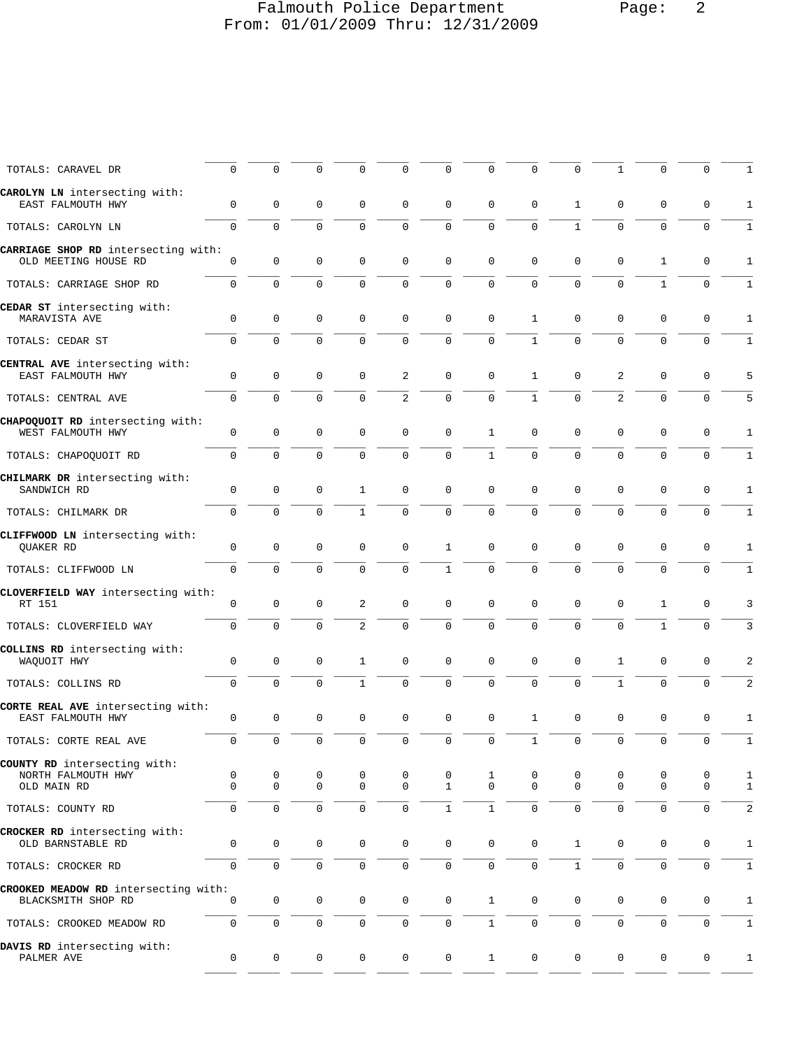| | | | | | | | | | | | | | |
|---|---|---|---|---|---|---|---|---|---|---|---|---|---|
| TOTALS: CARAVEL DR | 0 | 0 | 0 | 0 | 0 | 0 | 0 | 0 | 0 | 1 | 0 | 0 | 1 |
| **CAROLYN LN** intersecting with: | | | | | | | | | | | | | |
| EAST FALMOUTH HWY | 0 | 0 | 0 | 0 | 0 | 0 | 0 | 0 | 1 | 0 | 0 | 0 | 1 |
| TOTALS: CAROLYN LN | 0 | 0 | 0 | 0 | 0 | 0 | 0 | 0 | 1 | 0 | 0 | 0 | 1 |
| **CARRIAGE SHOP RD** intersecting with: | | | | | | | | | | | | | |
| OLD MEETING HOUSE RD | 0 | 0 | 0 | 0 | 0 | 0 | 0 | 0 | 0 | 0 | 1 | 0 | 1 |
| TOTALS: CARRIAGE SHOP RD | 0 | 0 | 0 | 0 | 0 | 0 | 0 | 0 | 0 | 0 | 1 | 0 | 1 |
| **CEDAR ST** intersecting with: | | | | | | | | | | | | | |
| MARAVISTA AVE | 0 | 0 | 0 | 0 | 0 | 0 | 0 | 1 | 0 | 0 | 0 | 0 | 1 |
| TOTALS: CEDAR ST | 0 | 0 | 0 | 0 | 0 | 0 | 0 | 1 | 0 | 0 | 0 | 0 | 1 |
| **CENTRAL AVE** intersecting with: | | | | | | | | | | | | | |
| EAST FALMOUTH HWY | 0 | 0 | 0 | 0 | 2 | 0 | 0 | 1 | 0 | 2 | 0 | 0 | 5 |
| TOTALS: CENTRAL AVE | 0 | 0 | 0 | 0 | 2 | 0 | 0 | 1 | 0 | 2 | 0 | 0 | 5 |
| **CHAPOQUOIT RD** intersecting with: | | | | | | | | | | | | | |
| WEST FALMOUTH HWY | 0 | 0 | 0 | 0 | 0 | 0 | 1 | 0 | 0 | 0 | 0 | 0 | 1 |
| TOTALS: CHAPOQUOIT RD | 0 | 0 | 0 | 0 | 0 | 0 | 1 | 0 | 0 | 0 | 0 | 0 | 1 |
| **CHILMARK DR** intersecting with: | | | | | | | | | | | | | |
| SANDWICH RD | 0 | 0 | 0 | 1 | 0 | 0 | 0 | 0 | 0 | 0 | 0 | 0 | 1 |
| TOTALS: CHILMARK DR | 0 | 0 | 0 | 1 | 0 | 0 | 0 | 0 | 0 | 0 | 0 | 0 | 1 |
| **CLIFFWOOD LN** intersecting with: | | | | | | | | | | | | | |
| QUAKER RD | 0 | 0 | 0 | 0 | 0 | 1 | 0 | 0 | 0 | 0 | 0 | 0 | 1 |
| TOTALS: CLIFFWOOD LN | 0 | 0 | 0 | 0 | 0 | 1 | 0 | 0 | 0 | 0 | 0 | 0 | 1 |
| **CLOVERFIELD WAY** intersecting with: | | | | | | | | | | | | | |
| RT 151 | 0 | 0 | 0 | 2 | 0 | 0 | 0 | 0 | 0 | 0 | 1 | 0 | 3 |
| TOTALS: CLOVERFIELD WAY | 0 | 0 | 0 | 2 | 0 | 0 | 0 | 0 | 0 | 0 | 1 | 0 | 3 |
| **COLLINS RD** intersecting with: | | | | | | | | | | | | | |
| WAQUOIT HWY | 0 | 0 | 0 | 1 | 0 | 0 | 0 | 0 | 0 | 1 | 0 | 0 | 2 |
| TOTALS: COLLINS RD | 0 | 0 | 0 | 1 | 0 | 0 | 0 | 0 | 0 | 1 | 0 | 0 | 2 |
| **CORTE REAL AVE** intersecting with: | | | | | | | | | | | | | |
| EAST FALMOUTH HWY | 0 | 0 | 0 | 0 | 0 | 0 | 0 | 1 | 0 | 0 | 0 | 0 | 1 |
| TOTALS: CORTE REAL AVE | 0 | 0 | 0 | 0 | 0 | 0 | 0 | 1 | 0 | 0 | 0 | 0 | 1 |
| **COUNTY RD** intersecting with: | | | | | | | | | | | | | |
| NORTH FALMOUTH HWY | 0 | 0 | 0 | 0 | 0 | 0 | 1 | 0 | 0 | 0 | 0 | 0 | 1 |
| OLD MAIN RD | 0 | 0 | 0 | 0 | 0 | 1 | 0 | 0 | 0 | 0 | 0 | 0 | 1 |
| TOTALS: COUNTY RD | 0 | 0 | 0 | 0 | 0 | 1 | 1 | 0 | 0 | 0 | 0 | 0 | 2 |
| **CROCKER RD** intersecting with: | | | | | | | | | | | | | |
| OLD BARNSTABLE RD | 0 | 0 | 0 | 0 | 0 | 0 | 0 | 0 | 1 | 0 | 0 | 0 | 1 |
| TOTALS: CROCKER RD | 0 | 0 | 0 | 0 | 0 | 0 | 0 | 0 | 1 | 0 | 0 | 0 | 1 |
| **CROOKED MEADOW RD** intersecting with: | | | | | | | | | | | | | |
| BLACKSMITH SHOP RD | 0 | 0 | 0 | 0 | 0 | 0 | 1 | 0 | 0 | 0 | 0 | 0 | 1 |
| TOTALS: CROOKED MEADOW RD | 0 | 0 | 0 | 0 | 0 | 0 | 1 | 0 | 0 | 0 | 0 | 0 | 1 |
| **DAVIS RD** intersecting with: | | | | | | | | | | | | | |
| PALMER AVE | 0 | 0 | 0 | 0 | 0 | 0 | 1 | 0 | 0 | 0 | 0 | 0 | 1 |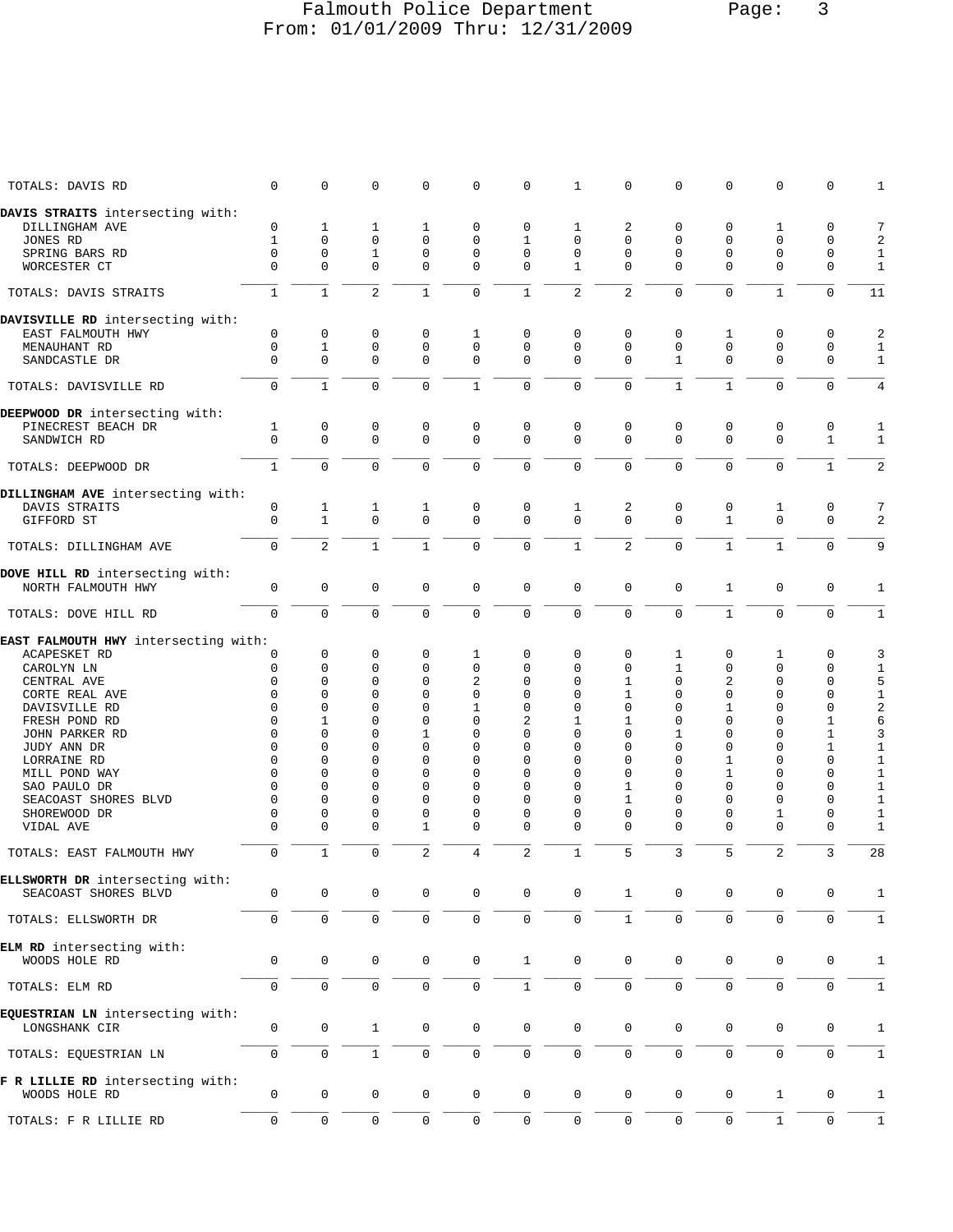Falmouth Police Department
From: 01/01/2009 Thru: 12/31/2009

| | | | | | | | | | | | | | |
|---|---|---|---|---|---|---|---|---|---|---|---|---|---|
| TOTALS: DAVIS RD | 0 | 0 | 0 | 0 | 0 | 0 | 1 | 0 | 0 | 0 | 0 | 0 | 1 |
| **DAVIS STRAITS** intersecting with: | | | | | | | | | | | | | |
| DILLINGHAM AVE | 0 | 1 | 1 | 1 | 0 | 0 | 1 | 2 | 0 | 0 | 1 | 0 | 7 |
| JONES RD | 1 | 0 | 0 | 0 | 0 | 1 | 0 | 0 | 0 | 0 | 0 | 0 | 2 |
| SPRING BARS RD | 0 | 0 | 1 | 0 | 0 | 0 | 0 | 0 | 0 | 0 | 0 | 0 | 1 |
| WORCESTER CT | 0 | 0 | 0 | 0 | 0 | 0 | 1 | 0 | 0 | 0 | 0 | 0 | 1 |
| TOTALS: DAVIS STRAITS | 1 | 1 | 2 | 1 | 0 | 1 | 2 | 2 | 0 | 0 | 1 | 0 | 11 |
| **DAVISVILLE RD** intersecting with: | | | | | | | | | | | | | |
| EAST FALMOUTH HWY | 0 | 0 | 0 | 0 | 1 | 0 | 0 | 0 | 0 | 1 | 0 | 0 | 2 |
| MENAUHANT RD | 0 | 1 | 0 | 0 | 0 | 0 | 0 | 0 | 0 | 0 | 0 | 0 | 1 |
| SANDCASTLE DR | 0 | 0 | 0 | 0 | 0 | 0 | 0 | 0 | 1 | 0 | 0 | 0 | 1 |
| TOTALS: DAVISVILLE RD | 0 | 1 | 0 | 0 | 1 | 0 | 0 | 0 | 1 | 1 | 0 | 0 | 4 |
| **DEEPWOOD DR** intersecting with: | | | | | | | | | | | | | |
| PINECREST BEACH DR | 1 | 0 | 0 | 0 | 0 | 0 | 0 | 0 | 0 | 0 | 0 | 0 | 1 |
| SANDWICH RD | 0 | 0 | 0 | 0 | 0 | 0 | 0 | 0 | 0 | 0 | 0 | 1 | 1 |
| TOTALS: DEEPWOOD DR | 1 | 0 | 0 | 0 | 0 | 0 | 0 | 0 | 0 | 0 | 0 | 1 | 2 |
| **DILLINGHAM AVE** intersecting with: | | | | | | | | | | | | | |
| DAVIS STRAITS | 0 | 1 | 1 | 1 | 0 | 0 | 1 | 2 | 0 | 0 | 1 | 0 | 7 |
| GIFFORD ST | 0 | 1 | 0 | 0 | 0 | 0 | 0 | 0 | 0 | 1 | 0 | 0 | 2 |
| TOTALS: DILLINGHAM AVE | 0 | 2 | 1 | 1 | 0 | 0 | 1 | 2 | 0 | 1 | 1 | 0 | 9 |
| **DOVE HILL RD** intersecting with: | | | | | | | | | | | | | |
| NORTH FALMOUTH HWY | 0 | 0 | 0 | 0 | 0 | 0 | 0 | 0 | 0 | 1 | 0 | 0 | 1 |
| TOTALS: DOVE HILL RD | 0 | 0 | 0 | 0 | 0 | 0 | 0 | 0 | 0 | 1 | 0 | 0 | 1 |
| **EAST FALMOUTH HWY** intersecting with: | | | | | | | | | | | | | |
| ACAPESKET RD | 0 | 0 | 0 | 0 | 1 | 0 | 0 | 0 | 1 | 0 | 1 | 0 | 3 |
| CAROLYN LN | 0 | 0 | 0 | 0 | 0 | 0 | 0 | 0 | 1 | 0 | 0 | 0 | 1 |
| CENTRAL AVE | 0 | 0 | 0 | 0 | 2 | 0 | 0 | 1 | 0 | 2 | 0 | 0 | 5 |
| CORTE REAL AVE | 0 | 0 | 0 | 0 | 0 | 0 | 0 | 1 | 0 | 0 | 0 | 0 | 1 |
| DAVISVILLE RD | 0 | 0 | 0 | 0 | 1 | 0 | 0 | 0 | 0 | 1 | 0 | 0 | 2 |
| FRESH POND RD | 0 | 1 | 0 | 0 | 0 | 2 | 1 | 1 | 0 | 0 | 0 | 1 | 6 |
| JOHN PARKER RD | 0 | 0 | 0 | 1 | 0 | 0 | 0 | 0 | 1 | 0 | 0 | 1 | 3 |
| JUDY ANN DR | 0 | 0 | 0 | 0 | 0 | 0 | 0 | 0 | 0 | 0 | 0 | 1 | 1 |
| LORRAINE RD | 0 | 0 | 0 | 0 | 0 | 0 | 0 | 0 | 0 | 1 | 0 | 0 | 1 |
| MILL POND WAY | 0 | 0 | 0 | 0 | 0 | 0 | 0 | 0 | 0 | 1 | 0 | 0 | 1 |
| SAO PAULO DR | 0 | 0 | 0 | 0 | 0 | 0 | 0 | 1 | 0 | 0 | 0 | 0 | 1 |
| SEACOAST SHORES BLVD | 0 | 0 | 0 | 0 | 0 | 0 | 0 | 1 | 0 | 0 | 0 | 0 | 1 |
| SHOREWOOD DR | 0 | 0 | 0 | 0 | 0 | 0 | 0 | 0 | 0 | 0 | 1 | 0 | 1 |
| VIDAL AVE | 0 | 0 | 0 | 1 | 0 | 0 | 0 | 0 | 0 | 0 | 0 | 0 | 1 |
| TOTALS: EAST FALMOUTH HWY | 0 | 1 | 0 | 2 | 4 | 2 | 1 | 5 | 3 | 5 | 2 | 3 | 28 |
| **ELLSWORTH DR** intersecting with: | | | | | | | | | | | | | |
| SEACOAST SHORES BLVD | 0 | 0 | 0 | 0 | 0 | 0 | 0 | 1 | 0 | 0 | 0 | 0 | 1 |
| TOTALS: ELLSWORTH DR | 0 | 0 | 0 | 0 | 0 | 0 | 0 | 1 | 0 | 0 | 0 | 0 | 1 |
| **ELM RD** intersecting with: | | | | | | | | | | | | | |
| WOODS HOLE RD | 0 | 0 | 0 | 0 | 0 | 1 | 0 | 0 | 0 | 0 | 0 | 0 | 1 |
| TOTALS: ELM RD | 0 | 0 | 0 | 0 | 0 | 1 | 0 | 0 | 0 | 0 | 0 | 0 | 1 |
| **EQUESTRIAN LN** intersecting with: | | | | | | | | | | | | | |
| LONGSHANK CIR | 0 | 0 | 1 | 0 | 0 | 0 | 0 | 0 | 0 | 0 | 0 | 0 | 1 |
| TOTALS: EQUESTRIAN LN | 0 | 0 | 1 | 0 | 0 | 0 | 0 | 0 | 0 | 0 | 0 | 0 | 1 |
| **F R LILLIE RD** intersecting with: | | | | | | | | | | | | | |
| WOODS HOLE RD | 0 | 0 | 0 | 0 | 0 | 0 | 0 | 0 | 0 | 0 | 1 | 0 | 1 |
| TOTALS: F R LILLIE RD | 0 | 0 | 0 | 0 | 0 | 0 | 0 | 0 | 0 | 0 | 1 | 0 | 1 |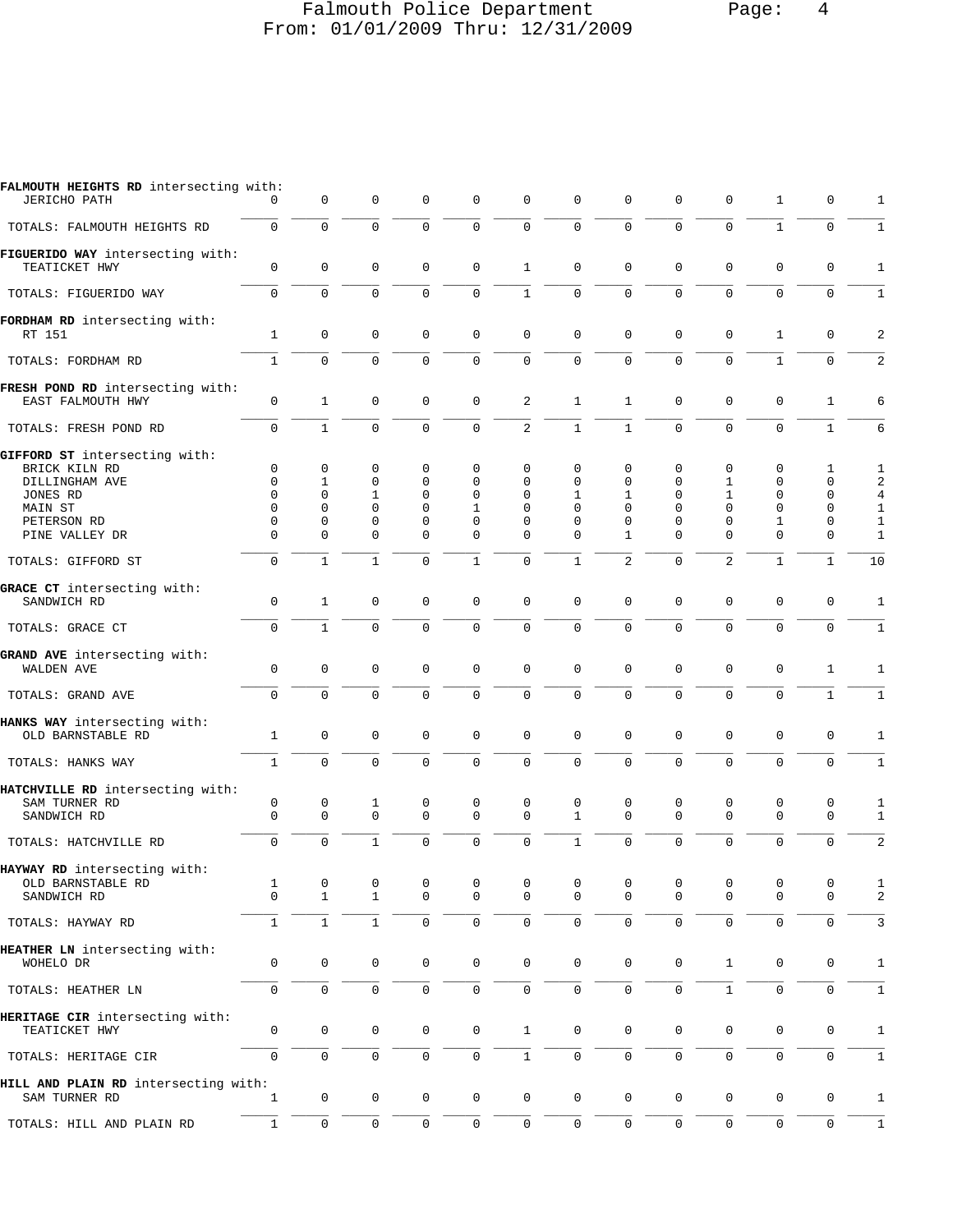# Falmouth Police Department
## From: 01/01/2009 Thru: 12/31/2009

| | | | | | | | | | | | | | |
|---|---|---|---|---|---|---|---|---|---|---|---|---|---|
| **FALMOUTH HEIGHTS RD** intersecting with: | | | | | | | | | | | | | |
| JERICHO PATH | 0 | 0 | 0 | 0 | 0 | 0 | 0 | 0 | 0 | 0 | 1 | 0 | 1 |
| TOTALS: FALMOUTH HEIGHTS RD | 0 | 0 | 0 | 0 | 0 | 0 | 0 | 0 | 0 | 0 | 1 | 0 | 1 |
| **FIGUERIDO WAY** intersecting with: | | | | | | | | | | | | | |
| TEATICKET HWY | 0 | 0 | 0 | 0 | 0 | 1 | 0 | 0 | 0 | 0 | 0 | 0 | 1 |
| TOTALS: FIGUERIDO WAY | 0 | 0 | 0 | 0 | 0 | 1 | 0 | 0 | 0 | 0 | 0 | 0 | 1 |
| **FORDHAM RD** intersecting with: | | | | | | | | | | | | | |
| RT 151 | 1 | 0 | 0 | 0 | 0 | 0 | 0 | 0 | 0 | 0 | 1 | 0 | 2 |
| TOTALS: FORDHAM RD | 1 | 0 | 0 | 0 | 0 | 0 | 0 | 0 | 0 | 0 | 1 | 0 | 2 |
| **FRESH POND RD** intersecting with: | | | | | | | | | | | | | |
| EAST FALMOUTH HWY | 0 | 1 | 0 | 0 | 0 | 2 | 1 | 1 | 0 | 0 | 0 | 1 | 6 |
| TOTALS: FRESH POND RD | 0 | 1 | 0 | 0 | 0 | 2 | 1 | 1 | 0 | 0 | 0 | 1 | 6 |
| **GIFFORD ST** intersecting with: | | | | | | | | | | | | | |
| BRICK KILN RD | 0 | 0 | 0 | 0 | 0 | 0 | 0 | 0 | 0 | 0 | 0 | 1 | 1 |
| DILLINGHAM AVE | 0 | 1 | 0 | 0 | 0 | 0 | 0 | 0 | 0 | 1 | 0 | 0 | 2 |
| JONES RD | 0 | 0 | 1 | 0 | 0 | 0 | 1 | 1 | 0 | 1 | 0 | 0 | 4 |
| MAIN ST | 0 | 0 | 0 | 0 | 1 | 0 | 0 | 0 | 0 | 0 | 0 | 0 | 1 |
| PETERSON RD | 0 | 0 | 0 | 0 | 0 | 0 | 0 | 0 | 0 | 0 | 1 | 0 | 1 |
| PINE VALLEY DR | 0 | 0 | 0 | 0 | 0 | 0 | 0 | 1 | 0 | 0 | 0 | 0 | 1 |
| TOTALS: GIFFORD ST | 0 | 1 | 1 | 0 | 1 | 0 | 1 | 2 | 0 | 2 | 1 | 1 | 10 |
| **GRACE CT** intersecting with: | | | | | | | | | | | | | |
| SANDWICH RD | 0 | 1 | 0 | 0 | 0 | 0 | 0 | 0 | 0 | 0 | 0 | 0 | 1 |
| TOTALS: GRACE CT | 0 | 1 | 0 | 0 | 0 | 0 | 0 | 0 | 0 | 0 | 0 | 0 | 1 |
| **GRAND AVE** intersecting with: | | | | | | | | | | | | | |
| WALDEN AVE | 0 | 0 | 0 | 0 | 0 | 0 | 0 | 0 | 0 | 0 | 0 | 1 | 1 |
| TOTALS: GRAND AVE | 0 | 0 | 0 | 0 | 0 | 0 | 0 | 0 | 0 | 0 | 0 | 1 | 1 |
| **HANKS WAY** intersecting with: | | | | | | | | | | | | | |
| OLD BARNSTABLE RD | 1 | 0 | 0 | 0 | 0 | 0 | 0 | 0 | 0 | 0 | 0 | 0 | 1 |
| TOTALS: HANKS WAY | 1 | 0 | 0 | 0 | 0 | 0 | 0 | 0 | 0 | 0 | 0 | 0 | 1 |
| **HATCHVILLE RD** intersecting with: | | | | | | | | | | | | | |
| SAM TURNER RD | 0 | 0 | 1 | 0 | 0 | 0 | 0 | 0 | 0 | 0 | 0 | 0 | 1 |
| SANDWICH RD | 0 | 0 | 0 | 0 | 0 | 0 | 1 | 0 | 0 | 0 | 0 | 0 | 1 |
| TOTALS: HATCHVILLE RD | 0 | 0 | 1 | 0 | 0 | 0 | 1 | 0 | 0 | 0 | 0 | 0 | 2 |
| **HAYWAY RD** intersecting with: | | | | | | | | | | | | | |
| OLD BARNSTABLE RD | 1 | 0 | 0 | 0 | 0 | 0 | 0 | 0 | 0 | 0 | 0 | 0 | 1 |
| SANDWICH RD | 0 | 1 | 1 | 0 | 0 | 0 | 0 | 0 | 0 | 0 | 0 | 0 | 2 |
| TOTALS: HAYWAY RD | 1 | 1 | 1 | 0 | 0 | 0 | 0 | 0 | 0 | 0 | 0 | 0 | 3 |
| **HEATHER LN** intersecting with: | | | | | | | | | | | | | |
| WOHELO DR | 0 | 0 | 0 | 0 | 0 | 0 | 0 | 0 | 0 | 1 | 0 | 0 | 1 |
| TOTALS: HEATHER LN | 0 | 0 | 0 | 0 | 0 | 0 | 0 | 0 | 0 | 1 | 0 | 0 | 1 |
| **HERITAGE CIR** intersecting with: | | | | | | | | | | | | | |
| TEATICKET HWY | 0 | 0 | 0 | 0 | 0 | 1 | 0 | 0 | 0 | 0 | 0 | 0 | 1 |
| TOTALS: HERITAGE CIR | 0 | 0 | 0 | 0 | 0 | 1 | 0 | 0 | 0 | 0 | 0 | 0 | 1 |
| **HILL AND PLAIN RD** intersecting with: | | | | | | | | | | | | | |
| SAM TURNER RD | 1 | 0 | 0 | 0 | 0 | 0 | 0 | 0 | 0 | 0 | 0 | 0 | 1 |
| TOTALS: HILL AND PLAIN RD | 1 | 0 | 0 | 0 | 0 | 0 | 0 | 0 | 0 | 0 | 0 | 0 | 1 |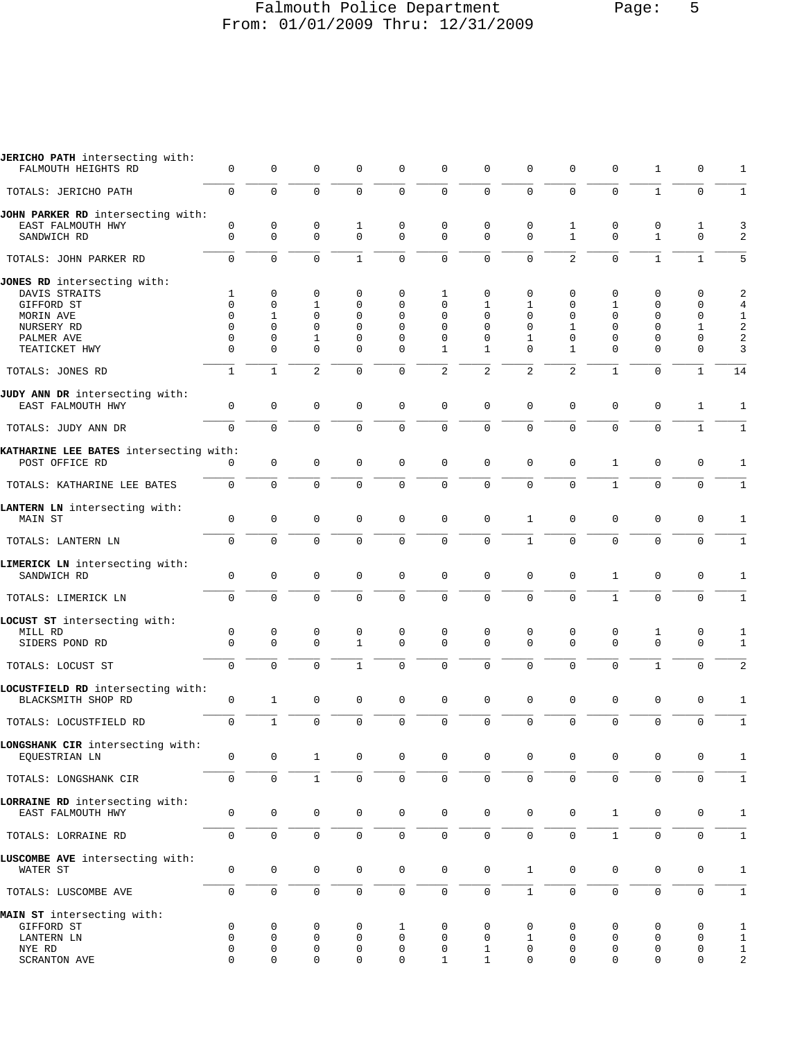Falmouth Police Department
From: 01/01/2009 Thru: 12/31/2009

| | | | | | | | | | | | | | |
|---|---|---|---|---|---|---|---|---|---|---|---|---|---|
| **JERICHO PATH** intersecting with: | | | | | | | | | | | | | |
| FALMOUTH HEIGHTS RD | 0 | 0 | 0 | 0 | 0 | 0 | 0 | 0 | 0 | 0 | 1 | 0 | 1 |
| TOTALS: JERICHO PATH | 0 | 0 | 0 | 0 | 0 | 0 | 0 | 0 | 0 | 0 | 1 | 0 | 1 |
| **JOHN PARKER RD** intersecting with: | | | | | | | | | | | | | |
| EAST FALMOUTH HWY | 0 | 0 | 0 | 1 | 0 | 0 | 0 | 0 | 1 | 0 | 0 | 1 | 3 |
| SANDWICH RD | 0 | 0 | 0 | 0 | 0 | 0 | 0 | 0 | 1 | 0 | 1 | 0 | 2 |
| TOTALS: JOHN PARKER RD | 0 | 0 | 0 | 1 | 0 | 0 | 0 | 0 | 2 | 0 | 1 | 1 | 5 |
| **JONES RD** intersecting with: | | | | | | | | | | | | | |
| DAVIS STRAITS | 1 | 0 | 0 | 0 | 0 | 1 | 0 | 0 | 0 | 0 | 0 | 0 | 2 |
| GIFFORD ST | 0 | 0 | 1 | 0 | 0 | 0 | 1 | 1 | 0 | 1 | 0 | 0 | 4 |
| MORIN AVE | 0 | 1 | 0 | 0 | 0 | 0 | 0 | 0 | 0 | 0 | 0 | 0 | 1 |
| NURSERY RD | 0 | 0 | 0 | 0 | 0 | 0 | 0 | 0 | 1 | 0 | 0 | 1 | 2 |
| PALMER AVE | 0 | 0 | 1 | 0 | 0 | 0 | 0 | 1 | 0 | 0 | 0 | 0 | 2 |
| TEATICKET HWY | 0 | 0 | 0 | 0 | 0 | 1 | 1 | 0 | 1 | 0 | 0 | 0 | 3 |
| TOTALS: JONES RD | 1 | 1 | 2 | 0 | 0 | 2 | 2 | 2 | 2 | 1 | 0 | 1 | 14 |
| **JUDY ANN DR** intersecting with: | | | | | | | | | | | | | |
| EAST FALMOUTH HWY | 0 | 0 | 0 | 0 | 0 | 0 | 0 | 0 | 0 | 0 | 0 | 1 | 1 |
| TOTALS: JUDY ANN DR | 0 | 0 | 0 | 0 | 0 | 0 | 0 | 0 | 0 | 0 | 0 | 1 | 1 |
| **KATHARINE LEE BATES** intersecting with: | | | | | | | | | | | | | |
| POST OFFICE RD | 0 | 0 | 0 | 0 | 0 | 0 | 0 | 0 | 0 | 1 | 0 | 0 | 1 |
| TOTALS: KATHARINE LEE BATES | 0 | 0 | 0 | 0 | 0 | 0 | 0 | 0 | 0 | 1 | 0 | 0 | 1 |
| **LANTERN LN** intersecting with: | | | | | | | | | | | | | |
| MAIN ST | 0 | 0 | 0 | 0 | 0 | 0 | 0 | 1 | 0 | 0 | 0 | 0 | 1 |
| TOTALS: LANTERN LN | 0 | 0 | 0 | 0 | 0 | 0 | 0 | 1 | 0 | 0 | 0 | 0 | 1 |
| **LIMERICK LN** intersecting with: | | | | | | | | | | | | | |
| SANDWICH RD | 0 | 0 | 0 | 0 | 0 | 0 | 0 | 0 | 0 | 1 | 0 | 0 | 1 |
| TOTALS: LIMERICK LN | 0 | 0 | 0 | 0 | 0 | 0 | 0 | 0 | 0 | 1 | 0 | 0 | 1 |
| **LOCUST ST** intersecting with: | | | | | | | | | | | | | |
| MILL RD | 0 | 0 | 0 | 0 | 0 | 0 | 0 | 0 | 0 | 0 | 1 | 0 | 1 |
| SIDERS POND RD | 0 | 0 | 0 | 1 | 0 | 0 | 0 | 0 | 0 | 0 | 0 | 0 | 1 |
| TOTALS: LOCUST ST | 0 | 0 | 0 | 1 | 0 | 0 | 0 | 0 | 0 | 0 | 1 | 0 | 2 |
| **LOCUSTFIELD RD** intersecting with: | | | | | | | | | | | | | |
| BLACKSMITH SHOP RD | 0 | 1 | 0 | 0 | 0 | 0 | 0 | 0 | 0 | 0 | 0 | 0 | 1 |
| TOTALS: LOCUSTFIELD RD | 0 | 1 | 0 | 0 | 0 | 0 | 0 | 0 | 0 | 0 | 0 | 0 | 1 |
| **LONGSHANK CIR** intersecting with: | | | | | | | | | | | | | |
| EQUESTRIAN LN | 0 | 0 | 1 | 0 | 0 | 0 | 0 | 0 | 0 | 0 | 0 | 0 | 1 |
| TOTALS: LONGSHANK CIR | 0 | 0 | 1 | 0 | 0 | 0 | 0 | 0 | 0 | 0 | 0 | 0 | 1 |
| **LORRAINE RD** intersecting with: | | | | | | | | | | | | | |
| EAST FALMOUTH HWY | 0 | 0 | 0 | 0 | 0 | 0 | 0 | 0 | 0 | 1 | 0 | 0 | 1 |
| TOTALS: LORRAINE RD | 0 | 0 | 0 | 0 | 0 | 0 | 0 | 0 | 0 | 1 | 0 | 0 | 1 |
| **LUSCOMBE AVE** intersecting with: | | | | | | | | | | | | | |
| WATER ST | 0 | 0 | 0 | 0 | 0 | 0 | 0 | 1 | 0 | 0 | 0 | 0 | 1 |
| TOTALS: LUSCOMBE AVE | 0 | 0 | 0 | 0 | 0 | 0 | 0 | 1 | 0 | 0 | 0 | 0 | 1 |
| **MAIN ST** intersecting with: | | | | | | | | | | | | | |
| GIFFORD ST | 0 | 0 | 0 | 0 | 1 | 0 | 0 | 0 | 0 | 0 | 0 | 0 | 1 |
| LANTERN LN | 0 | 0 | 0 | 0 | 0 | 0 | 0 | 1 | 0 | 0 | 0 | 0 | 1 |
| NYE RD | 0 | 0 | 0 | 0 | 0 | 0 | 1 | 0 | 0 | 0 | 0 | 0 | 1 |
| SCRANTON AVE | 0 | 0 | 0 | 0 | 0 | 1 | 1 | 0 | 0 | 0 | 0 | 0 | 2 |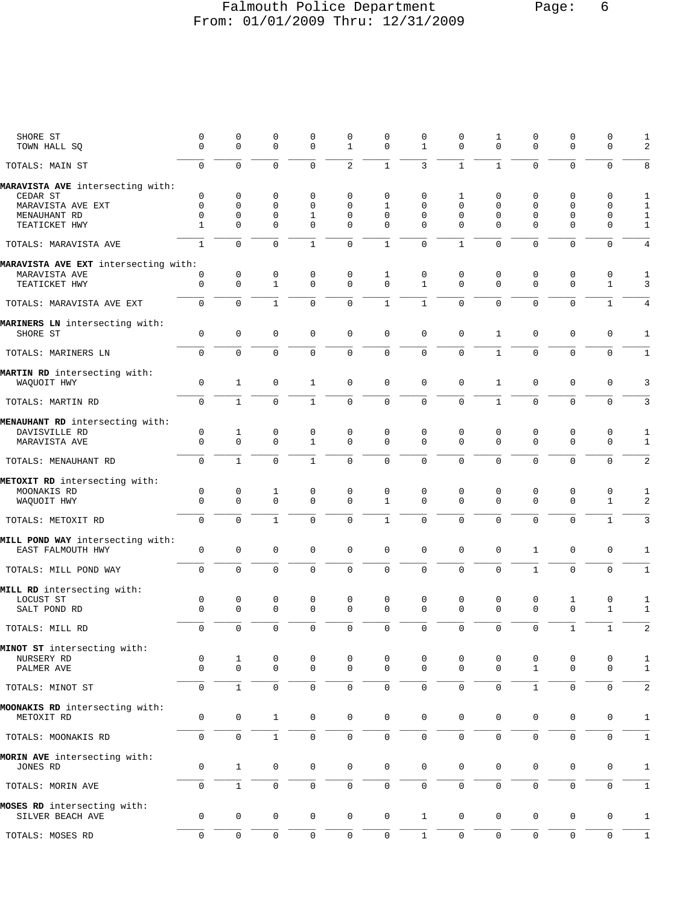| | | | | | | | | | | | | | |
|---|---|---|---|---|---|---|---|---|---|---|---|---|---|
| SHORE ST | 0 | 0 | 0 | 0 | 0 | 0 | 0 | 0 | 1 | 0 | 0 | 0 | 1 |
| TOWN HALL SQ | 0 | 0 | 0 | 0 | 1 | 0 | 1 | 0 | 0 | 0 | 0 | 0 | 2 |
| TOTALS: MAIN ST | 0 | 0 | 0 | 0 | 2 | 1 | 3 | 1 | 1 | 0 | 0 | 0 | 8 |
| **MARAVISTA AVE** intersecting with: | | | | | | | | | | | | | |
| CEDAR ST | 0 | 0 | 0 | 0 | 0 | 0 | 0 | 1 | 0 | 0 | 0 | 0 | 1 |
| MARAVISTA AVE EXT | 0 | 0 | 0 | 0 | 0 | 1 | 0 | 0 | 0 | 0 | 0 | 0 | 1 |
| MENAUHANT RD | 0 | 0 | 0 | 1 | 0 | 0 | 0 | 0 | 0 | 0 | 0 | 0 | 1 |
| TEATICKET HWY | 1 | 0 | 0 | 0 | 0 | 0 | 0 | 0 | 0 | 0 | 0 | 0 | 1 |
| TOTALS: MARAVISTA AVE | 1 | 0 | 0 | 1 | 0 | 1 | 0 | 1 | 0 | 0 | 0 | 0 | 4 |
| **MARAVISTA AVE EXT** intersecting with: | | | | | | | | | | | | | |
| MARAVISTA AVE | 0 | 0 | 0 | 0 | 0 | 1 | 0 | 0 | 0 | 0 | 0 | 0 | 1 |
| TEATICKET HWY | 0 | 0 | 1 | 0 | 0 | 0 | 1 | 0 | 0 | 0 | 0 | 1 | 3 |
| TOTALS: MARAVISTA AVE EXT | 0 | 0 | 1 | 0 | 0 | 1 | 1 | 0 | 0 | 0 | 0 | 1 | 4 |
| **MARINERS LN** intersecting with: | | | | | | | | | | | | | |
| SHORE ST | 0 | 0 | 0 | 0 | 0 | 0 | 0 | 0 | 1 | 0 | 0 | 0 | 1 |
| TOTALS: MARINERS LN | 0 | 0 | 0 | 0 | 0 | 0 | 0 | 0 | 1 | 0 | 0 | 0 | 1 |
| **MARTIN RD** intersecting with: | | | | | | | | | | | | | |
| WAQUOIT HWY | 0 | 1 | 0 | 1 | 0 | 0 | 0 | 0 | 1 | 0 | 0 | 0 | 3 |
| TOTALS: MARTIN RD | 0 | 1 | 0 | 1 | 0 | 0 | 0 | 0 | 1 | 0 | 0 | 0 | 3 |
| **MENAUHANT RD** intersecting with: | | | | | | | | | | | | | |
| DAVISVILLE RD | 0 | 1 | 0 | 0 | 0 | 0 | 0 | 0 | 0 | 0 | 0 | 0 | 1 |
| MARAVISTA AVE | 0 | 0 | 0 | 1 | 0 | 0 | 0 | 0 | 0 | 0 | 0 | 0 | 1 |
| TOTALS: MENAUHANT RD | 0 | 1 | 0 | 1 | 0 | 0 | 0 | 0 | 0 | 0 | 0 | 0 | 2 |
| **METOXIT RD** intersecting with: | | | | | | | | | | | | | |
| MOONAKIS RD | 0 | 0 | 1 | 0 | 0 | 0 | 0 | 0 | 0 | 0 | 0 | 0 | 1 |
| WAQUOIT HWY | 0 | 0 | 0 | 0 | 0 | 1 | 0 | 0 | 0 | 0 | 0 | 1 | 2 |
| TOTALS: METOXIT RD | 0 | 0 | 1 | 0 | 0 | 1 | 0 | 0 | 0 | 0 | 0 | 1 | 3 |
| **MILL POND WAY** intersecting with: | | | | | | | | | | | | | |
| EAST FALMOUTH HWY | 0 | 0 | 0 | 0 | 0 | 0 | 0 | 0 | 0 | 1 | 0 | 0 | 1 |
| TOTALS: MILL POND WAY | 0 | 0 | 0 | 0 | 0 | 0 | 0 | 0 | 0 | 1 | 0 | 0 | 1 |
| **MILL RD** intersecting with: | | | | | | | | | | | | | |
| LOCUST ST | 0 | 0 | 0 | 0 | 0 | 0 | 0 | 0 | 0 | 0 | 1 | 0 | 1 |
| SALT POND RD | 0 | 0 | 0 | 0 | 0 | 0 | 0 | 0 | 0 | 0 | 0 | 1 | 1 |
| TOTALS: MILL RD | 0 | 0 | 0 | 0 | 0 | 0 | 0 | 0 | 0 | 0 | 1 | 1 | 2 |
| **MINOT ST** intersecting with: | | | | | | | | | | | | | |
| NURSERY RD | 0 | 1 | 0 | 0 | 0 | 0 | 0 | 0 | 0 | 0 | 0 | 0 | 1 |
| PALMER AVE | 0 | 0 | 0 | 0 | 0 | 0 | 0 | 0 | 0 | 1 | 0 | 0 | 1 |
| TOTALS: MINOT ST | 0 | 1 | 0 | 0 | 0 | 0 | 0 | 0 | 0 | 1 | 0 | 0 | 2 |
| **MOONAKIS RD** intersecting with: | | | | | | | | | | | | | |
| METOXIT RD | 0 | 0 | 1 | 0 | 0 | 0 | 0 | 0 | 0 | 0 | 0 | 0 | 1 |
| TOTALS: MOONAKIS RD | 0 | 0 | 1 | 0 | 0 | 0 | 0 | 0 | 0 | 0 | 0 | 0 | 1 |
| **MORIN AVE** intersecting with: | | | | | | | | | | | | | |
| JONES RD | 0 | 1 | 0 | 0 | 0 | 0 | 0 | 0 | 0 | 0 | 0 | 0 | 1 |
| TOTALS: MORIN AVE | 0 | 1 | 0 | 0 | 0 | 0 | 0 | 0 | 0 | 0 | 0 | 0 | 1 |
| **MOSES RD** intersecting with: | | | | | | | | | | | | | |
| SILVER BEACH AVE | 0 | 0 | 0 | 0 | 0 | 0 | 1 | 0 | 0 | 0 | 0 | 0 | 1 |
| TOTALS: MOSES RD | 0 | 0 | 0 | 0 | 0 | 0 | 1 | 0 | 0 | 0 | 0 | 0 | 1 |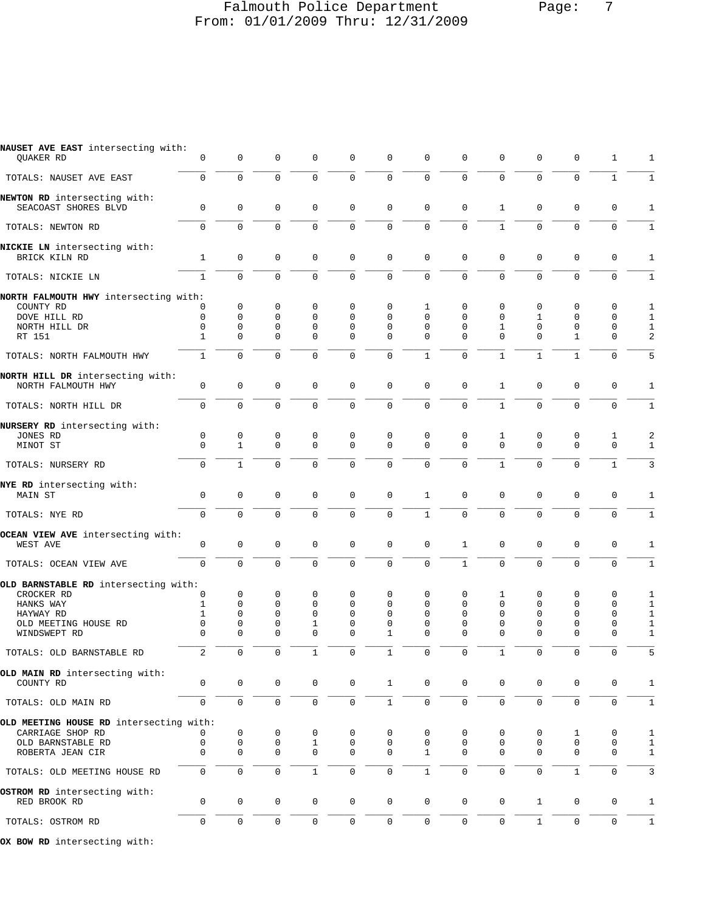Falmouth Police Department
From: 01/01/2009 Thru: 12/31/2009

**NAUSET AVE EAST** intersecting with:

| | | | | | | | | | | | | | |
|---|---|---|---|---|---|---|---|---|---|---|---|---|---|
| QUAKER RD | 0 | 0 | 0 | 0 | 0 | 0 | 0 | 0 | 0 | 0 | 0 | 1 | 1 |
| TOTALS: NAUSET AVE EAST | 0 | 0 | 0 | 0 | 0 | 0 | 0 | 0 | 0 | 0 | 0 | 1 | 1 |

**NEWTON RD** intersecting with:

| | | | | | | | | | | | | | |
|---|---|---|---|---|---|---|---|---|---|---|---|---|---|
| SEACOAST SHORES BLVD | 0 | 0 | 0 | 0 | 0 | 0 | 0 | 0 | 1 | 0 | 0 | 0 | 1 |
| TOTALS: NEWTON RD | 0 | 0 | 0 | 0 | 0 | 0 | 0 | 0 | 1 | 0 | 0 | 0 | 1 |

**NICKIE LN** intersecting with:

| | | | | | | | | | | | | | |
|---|---|---|---|---|---|---|---|---|---|---|---|---|---|
| BRICK KILN RD | 1 | 0 | 0 | 0 | 0 | 0 | 0 | 0 | 0 | 0 | 0 | 0 | 1 |
| TOTALS: NICKIE LN | 1 | 0 | 0 | 0 | 0 | 0 | 0 | 0 | 0 | 0 | 0 | 0 | 1 |

**NORTH FALMOUTH HWY** intersecting with:

| | | | | | | | | | | | | | |
|---|---|---|---|---|---|---|---|---|---|---|---|---|---|
| COUNTY RD | 0 | 0 | 0 | 0 | 0 | 0 | 1 | 0 | 0 | 0 | 0 | 0 | 1 |
| DOVE HILL RD | 0 | 0 | 0 | 0 | 0 | 0 | 0 | 0 | 0 | 1 | 0 | 0 | 1 |
| NORTH HILL DR | 0 | 0 | 0 | 0 | 0 | 0 | 0 | 0 | 1 | 0 | 0 | 0 | 1 |
| RT 151 | 1 | 0 | 0 | 0 | 0 | 0 | 0 | 0 | 0 | 0 | 1 | 0 | 2 |
| TOTALS: NORTH FALMOUTH HWY | 1 | 0 | 0 | 0 | 0 | 0 | 1 | 0 | 1 | 1 | 1 | 0 | 5 |

**NORTH HILL DR** intersecting with:

| | | | | | | | | | | | | | |
|---|---|---|---|---|---|---|---|---|---|---|---|---|---|
| NORTH FALMOUTH HWY | 0 | 0 | 0 | 0 | 0 | 0 | 0 | 0 | 1 | 0 | 0 | 0 | 1 |
| TOTALS: NORTH HILL DR | 0 | 0 | 0 | 0 | 0 | 0 | 0 | 0 | 1 | 0 | 0 | 0 | 1 |

**NURSERY RD** intersecting with:

| | | | | | | | | | | | | | |
|---|---|---|---|---|---|---|---|---|---|---|---|---|---|
| JONES RD | 0 | 0 | 0 | 0 | 0 | 0 | 0 | 0 | 1 | 0 | 0 | 1 | 2 |
| MINOT ST | 0 | 1 | 0 | 0 | 0 | 0 | 0 | 0 | 0 | 0 | 0 | 0 | 1 |
| TOTALS: NURSERY RD | 0 | 1 | 0 | 0 | 0 | 0 | 0 | 0 | 1 | 0 | 0 | 1 | 3 |

**NYE RD** intersecting with:

| | | | | | | | | | | | | | |
|---|---|---|---|---|---|---|---|---|---|---|---|---|---|
| MAIN ST | 0 | 0 | 0 | 0 | 0 | 0 | 1 | 0 | 0 | 0 | 0 | 0 | 1 |
| TOTALS: NYE RD | 0 | 0 | 0 | 0 | 0 | 0 | 1 | 0 | 0 | 0 | 0 | 0 | 1 |

**OCEAN VIEW AVE** intersecting with:

| | | | | | | | | | | | | | |
|---|---|---|---|---|---|---|---|---|---|---|---|---|---|
| WEST AVE | 0 | 0 | 0 | 0 | 0 | 0 | 0 | 1 | 0 | 0 | 0 | 0 | 1 |
| TOTALS: OCEAN VIEW AVE | 0 | 0 | 0 | 0 | 0 | 0 | 0 | 1 | 0 | 0 | 0 | 0 | 1 |

**OLD BARNSTABLE RD** intersecting with:

| | | | | | | | | | | | | | |
|---|---|---|---|---|---|---|---|---|---|---|---|---|---|
| CROCKER RD | 0 | 0 | 0 | 0 | 0 | 0 | 0 | 0 | 1 | 0 | 0 | 0 | 1 |
| HANKS WAY | 1 | 0 | 0 | 0 | 0 | 0 | 0 | 0 | 0 | 0 | 0 | 0 | 1 |
| HAYWAY RD | 1 | 0 | 0 | 0 | 0 | 0 | 0 | 0 | 0 | 0 | 0 | 0 | 1 |
| OLD MEETING HOUSE RD | 0 | 0 | 0 | 1 | 0 | 0 | 0 | 0 | 0 | 0 | 0 | 0 | 1 |
| WINDSWEPT RD | 0 | 0 | 0 | 0 | 0 | 1 | 0 | 0 | 0 | 0 | 0 | 0 | 1 |
| TOTALS: OLD BARNSTABLE RD | 2 | 0 | 0 | 1 | 0 | 1 | 0 | 0 | 1 | 0 | 0 | 0 | 5 |

**OLD MAIN RD** intersecting with:

| | | | | | | | | | | | | | |
|---|---|---|---|---|---|---|---|---|---|---|---|---|---|
| COUNTY RD | 0 | 0 | 0 | 0 | 0 | 1 | 0 | 0 | 0 | 0 | 0 | 0 | 1 |
| TOTALS: OLD MAIN RD | 0 | 0 | 0 | 0 | 0 | 1 | 0 | 0 | 0 | 0 | 0 | 0 | 1 |

**OLD MEETING HOUSE RD** intersecting with:

| | | | | | | | | | | | | | |
|---|---|---|---|---|---|---|---|---|---|---|---|---|---|
| CARRIAGE SHOP RD | 0 | 0 | 0 | 0 | 0 | 0 | 0 | 0 | 0 | 0 | 1 | 0 | 1 |
| OLD BARNSTABLE RD | 0 | 0 | 0 | 1 | 0 | 0 | 0 | 0 | 0 | 0 | 0 | 0 | 1 |
| ROBERTA JEAN CIR | 0 | 0 | 0 | 0 | 0 | 0 | 1 | 0 | 0 | 0 | 0 | 0 | 1 |
| TOTALS: OLD MEETING HOUSE RD | 0 | 0 | 0 | 1 | 0 | 0 | 1 | 0 | 0 | 0 | 1 | 0 | 3 |

**OSTROM RD** intersecting with:

| | | | | | | | | | | | | | |
|---|---|---|---|---|---|---|---|---|---|---|---|---|---|
| RED BROOK RD | 0 | 0 | 0 | 0 | 0 | 0 | 0 | 0 | 0 | 1 | 0 | 0 | 1 |
| TOTALS: OSTROM RD | 0 | 0 | 0 | 0 | 0 | 0 | 0 | 0 | 0 | 1 | 0 | 0 | 1 |

**OX BOW RD** intersecting with: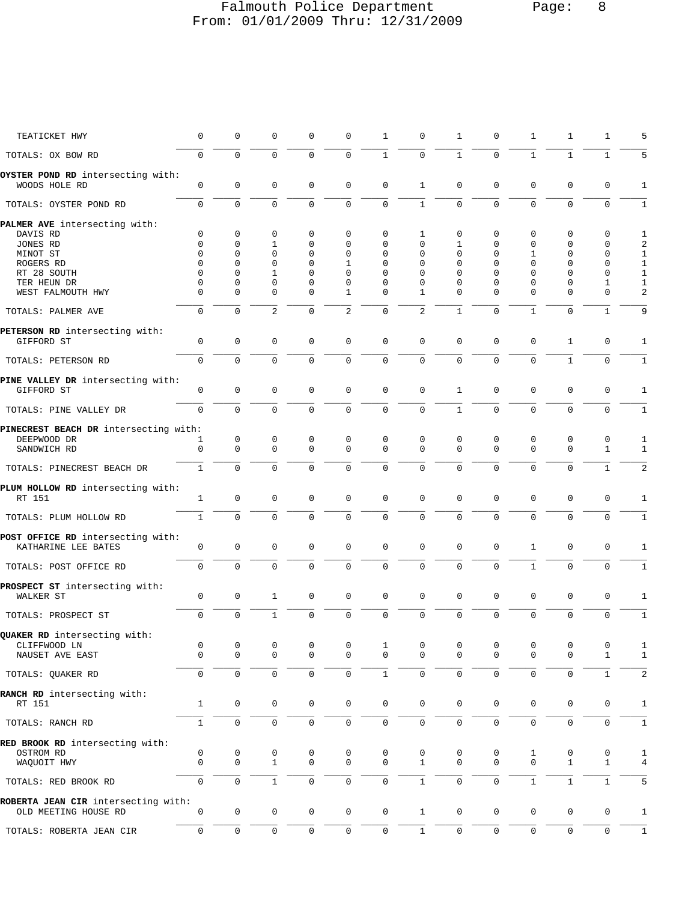Falmouth Police Department
From: 01/01/2009 Thru: 12/31/2009

| | | | | | | | | | | | | | |
|---|---|---|---|---|---|---|---|---|---|---|---|---|---|
| TEATICKET HWY | 0 | 0 | 0 | 0 | 0 | 1 | 0 | 1 | 0 | 1 | 1 | 1 | 5 |
| TOTALS: OX BOW RD | 0 | 0 | 0 | 0 | 0 | 1 | 0 | 1 | 0 | 1 | 1 | 1 | 5 |
| **OYSTER POND RD** intersecting with: | | | | | | | | | | | | | |
| WOODS HOLE RD | 0 | 0 | 0 | 0 | 0 | 0 | 1 | 0 | 0 | 0 | 0 | 0 | 1 |
| TOTALS: OYSTER POND RD | 0 | 0 | 0 | 0 | 0 | 0 | 1 | 0 | 0 | 0 | 0 | 0 | 1 |
| **PALMER AVE** intersecting with: | | | | | | | | | | | | | |
| DAVIS RD | 0 | 0 | 0 | 0 | 0 | 0 | 1 | 0 | 0 | 0 | 0 | 0 | 1 |
| JONES RD | 0 | 0 | 1 | 0 | 0 | 0 | 0 | 1 | 0 | 0 | 0 | 0 | 2 |
| MINOT ST | 0 | 0 | 0 | 0 | 0 | 0 | 0 | 0 | 0 | 1 | 0 | 0 | 1 |
| ROGERS RD | 0 | 0 | 0 | 0 | 1 | 0 | 0 | 0 | 0 | 0 | 0 | 0 | 1 |
| RT 28 SOUTH | 0 | 0 | 1 | 0 | 0 | 0 | 0 | 0 | 0 | 0 | 0 | 0 | 1 |
| TER HEUN DR | 0 | 0 | 0 | 0 | 0 | 0 | 0 | 0 | 0 | 0 | 0 | 1 | 1 |
| WEST FALMOUTH HWY | 0 | 0 | 0 | 0 | 1 | 0 | 1 | 0 | 0 | 0 | 0 | 0 | 2 |
| TOTALS: PALMER AVE | 0 | 0 | 2 | 0 | 2 | 0 | 2 | 1 | 0 | 1 | 0 | 1 | 9 |
| **PETERSON RD** intersecting with: | | | | | | | | | | | | | |
| GIFFORD ST | 0 | 0 | 0 | 0 | 0 | 0 | 0 | 0 | 0 | 0 | 1 | 0 | 1 |
| TOTALS: PETERSON RD | 0 | 0 | 0 | 0 | 0 | 0 | 0 | 0 | 0 | 0 | 1 | 0 | 1 |
| **PINE VALLEY DR** intersecting with: | | | | | | | | | | | | | |
| GIFFORD ST | 0 | 0 | 0 | 0 | 0 | 0 | 0 | 1 | 0 | 0 | 0 | 0 | 1 |
| TOTALS: PINE VALLEY DR | 0 | 0 | 0 | 0 | 0 | 0 | 0 | 1 | 0 | 0 | 0 | 0 | 1 |
| **PINECREST BEACH DR** intersecting with: | | | | | | | | | | | | | |
| DEEPWOOD DR | 1 | 0 | 0 | 0 | 0 | 0 | 0 | 0 | 0 | 0 | 0 | 0 | 1 |
| SANDWICH RD | 0 | 0 | 0 | 0 | 0 | 0 | 0 | 0 | 0 | 0 | 0 | 1 | 1 |
| TOTALS: PINECREST BEACH DR | 1 | 0 | 0 | 0 | 0 | 0 | 0 | 0 | 0 | 0 | 0 | 1 | 2 |
| **PLUM HOLLOW RD** intersecting with: | | | | | | | | | | | | | |
| RT 151 | 1 | 0 | 0 | 0 | 0 | 0 | 0 | 0 | 0 | 0 | 0 | 0 | 1 |
| TOTALS: PLUM HOLLOW RD | 1 | 0 | 0 | 0 | 0 | 0 | 0 | 0 | 0 | 0 | 0 | 0 | 1 |
| **POST OFFICE RD** intersecting with: | | | | | | | | | | | | | |
| KATHARINE LEE BATES | 0 | 0 | 0 | 0 | 0 | 0 | 0 | 0 | 0 | 1 | 0 | 0 | 1 |
| TOTALS: POST OFFICE RD | 0 | 0 | 0 | 0 | 0 | 0 | 0 | 0 | 0 | 1 | 0 | 0 | 1 |
| **PROSPECT ST** intersecting with: | | | | | | | | | | | | | |
| WALKER ST | 0 | 0 | 1 | 0 | 0 | 0 | 0 | 0 | 0 | 0 | 0 | 0 | 1 |
| TOTALS: PROSPECT ST | 0 | 0 | 1 | 0 | 0 | 0 | 0 | 0 | 0 | 0 | 0 | 0 | 1 |
| **QUAKER RD** intersecting with: | | | | | | | | | | | | | |
| CLIFFWOOD LN | 0 | 0 | 0 | 0 | 0 | 1 | 0 | 0 | 0 | 0 | 0 | 0 | 1 |
| NAUSET AVE EAST | 0 | 0 | 0 | 0 | 0 | 0 | 0 | 0 | 0 | 0 | 0 | 1 | 1 |
| TOTALS: QUAKER RD | 0 | 0 | 0 | 0 | 0 | 1 | 0 | 0 | 0 | 0 | 0 | 1 | 2 |
| **RANCH RD** intersecting with: | | | | | | | | | | | | | |
| RT 151 | 1 | 0 | 0 | 0 | 0 | 0 | 0 | 0 | 0 | 0 | 0 | 0 | 1 |
| TOTALS: RANCH RD | 1 | 0 | 0 | 0 | 0 | 0 | 0 | 0 | 0 | 0 | 0 | 0 | 1 |
| **RED BROOK RD** intersecting with: | | | | | | | | | | | | | |
| OSTROM RD | 0 | 0 | 0 | 0 | 0 | 0 | 0 | 0 | 0 | 1 | 0 | 0 | 1 |
| WAQUOIT HWY | 0 | 0 | 1 | 0 | 0 | 0 | 1 | 0 | 0 | 0 | 1 | 1 | 4 |
| TOTALS: RED BROOK RD | 0 | 0 | 1 | 0 | 0 | 0 | 1 | 0 | 0 | 1 | 1 | 1 | 5 |
| **ROBERTA JEAN CIR** intersecting with: | | | | | | | | | | | | | |
| OLD MEETING HOUSE RD | 0 | 0 | 0 | 0 | 0 | 0 | 1 | 0 | 0 | 0 | 0 | 0 | 1 |
| TOTALS: ROBERTA JEAN CIR | 0 | 0 | 0 | 0 | 0 | 0 | 1 | 0 | 0 | 0 | 0 | 0 | 1 |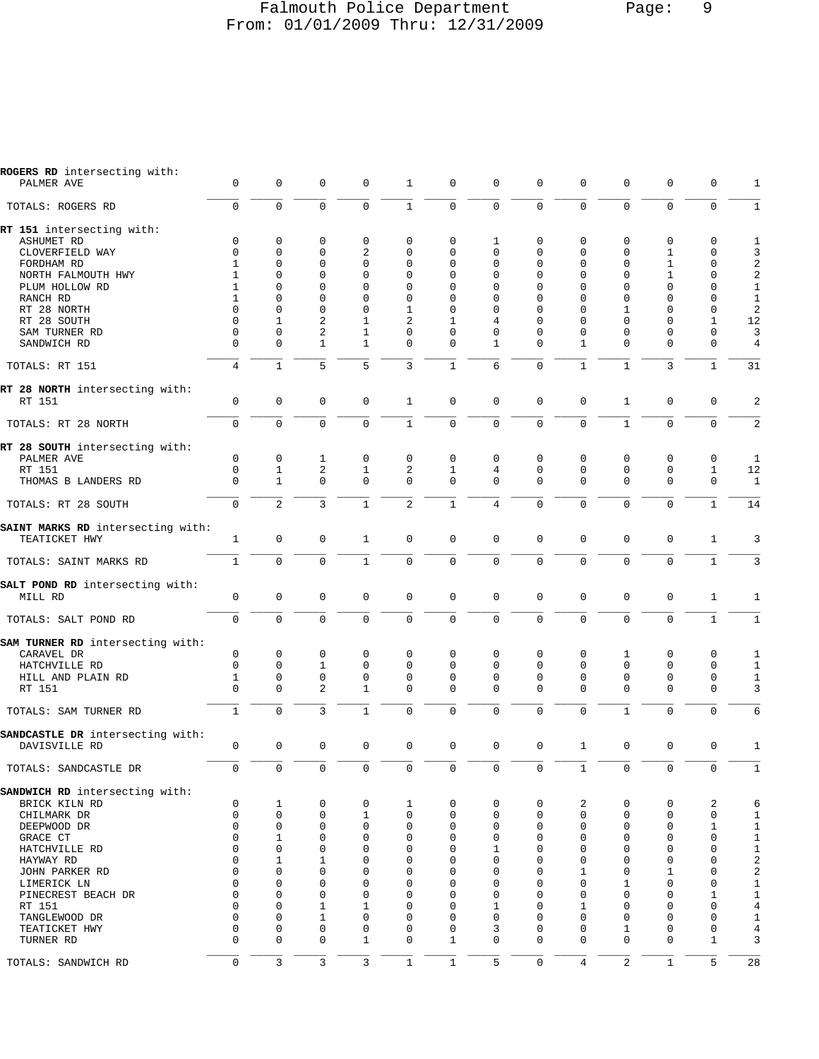**ROGERS RD** intersecting with:

| | | | | | | | | | | | | | |
|---|---|---|---|---|---|---|---|---|---|---|---|---|---|
| PALMER AVE | 0 | 0 | 0 | 0 | 1 | 0 | 0 | 0 | 0 | 0 | 0 | 0 | 1 |
| TOTALS: ROGERS RD | 0 | 0 | 0 | 0 | 1 | 0 | 0 | 0 | 0 | 0 | 0 | 0 | 1 |

**RT 151** intersecting with:

| | | | | | | | | | | | | | |
|---|---|---|---|---|---|---|---|---|---|---|---|---|---|
| ASHUMET RD | 0 | 0 | 0 | 0 | 0 | 0 | 1 | 0 | 0 | 0 | 0 | 0 | 1 |
| CLOVERFIELD WAY | 0 | 0 | 0 | 2 | 0 | 0 | 0 | 0 | 0 | 0 | 1 | 0 | 3 |
| FORDHAM RD | 1 | 0 | 0 | 0 | 0 | 0 | 0 | 0 | 0 | 0 | 1 | 0 | 2 |
| NORTH FALMOUTH HWY | 1 | 0 | 0 | 0 | 0 | 0 | 0 | 0 | 0 | 0 | 1 | 0 | 2 |
| PLUM HOLLOW RD | 1 | 0 | 0 | 0 | 0 | 0 | 0 | 0 | 0 | 0 | 0 | 0 | 1 |
| RANCH RD | 1 | 0 | 0 | 0 | 0 | 0 | 0 | 0 | 0 | 0 | 0 | 0 | 1 |
| RT 28 NORTH | 0 | 0 | 0 | 0 | 1 | 0 | 0 | 0 | 0 | 1 | 0 | 0 | 2 |
| RT 28 SOUTH | 0 | 1 | 2 | 1 | 2 | 1 | 4 | 0 | 0 | 0 | 0 | 1 | 12 |
| SAM TURNER RD | 0 | 0 | 2 | 1 | 0 | 0 | 0 | 0 | 0 | 0 | 0 | 0 | 3 |
| SANDWICH RD | 0 | 0 | 1 | 1 | 0 | 0 | 1 | 0 | 1 | 0 | 0 | 0 | 4 |
| TOTALS: RT 151 | 4 | 1 | 5 | 5 | 3 | 1 | 6 | 0 | 1 | 1 | 3 | 1 | 31 |

**RT 28 NORTH** intersecting with:

| | | | | | | | | | | | | | |
|---|---|---|---|---|---|---|---|---|---|---|---|---|---|
| RT 151 | 0 | 0 | 0 | 0 | 1 | 0 | 0 | 0 | 0 | 1 | 0 | 0 | 2 |
| TOTALS: RT 28 NORTH | 0 | 0 | 0 | 0 | 1 | 0 | 0 | 0 | 0 | 1 | 0 | 0 | 2 |

**RT 28 SOUTH** intersecting with:

| | | | | | | | | | | | | | |
|---|---|---|---|---|---|---|---|---|---|---|---|---|---|
| PALMER AVE | 0 | 0 | 1 | 0 | 0 | 0 | 0 | 0 | 0 | 0 | 0 | 0 | 1 |
| RT 151 | 0 | 1 | 2 | 1 | 2 | 1 | 4 | 0 | 0 | 0 | 0 | 1 | 12 |
| THOMAS B LANDERS RD | 0 | 1 | 0 | 0 | 0 | 0 | 0 | 0 | 0 | 0 | 0 | 0 | 1 |
| TOTALS: RT 28 SOUTH | 0 | 2 | 3 | 1 | 2 | 1 | 4 | 0 | 0 | 0 | 0 | 1 | 14 |

**SAINT MARKS RD** intersecting with:

| | | | | | | | | | | | | | |
|---|---|---|---|---|---|---|---|---|---|---|---|---|---|
| TEATICKET HWY | 1 | 0 | 0 | 1 | 0 | 0 | 0 | 0 | 0 | 0 | 0 | 1 | 3 |
| TOTALS: SAINT MARKS RD | 1 | 0 | 0 | 1 | 0 | 0 | 0 | 0 | 0 | 0 | 0 | 1 | 3 |

**SALT POND RD** intersecting with:

| | | | | | | | | | | | | | |
|---|---|---|---|---|---|---|---|---|---|---|---|---|---|
| MILL RD | 0 | 0 | 0 | 0 | 0 | 0 | 0 | 0 | 0 | 0 | 0 | 1 | 1 |
| TOTALS: SALT POND RD | 0 | 0 | 0 | 0 | 0 | 0 | 0 | 0 | 0 | 0 | 0 | 1 | 1 |

**SAM TURNER RD** intersecting with:

| | | | | | | | | | | | | | |
|---|---|---|---|---|---|---|---|---|---|---|---|---|---|
| CARAVEL DR | 0 | 0 | 0 | 0 | 0 | 0 | 0 | 0 | 0 | 1 | 0 | 0 | 1 |
| HATCHVILLE RD | 0 | 0 | 1 | 0 | 0 | 0 | 0 | 0 | 0 | 0 | 0 | 0 | 1 |
| HILL AND PLAIN RD | 1 | 0 | 0 | 0 | 0 | 0 | 0 | 0 | 0 | 0 | 0 | 0 | 1 |
| RT 151 | 0 | 0 | 2 | 1 | 0 | 0 | 0 | 0 | 0 | 0 | 0 | 0 | 3 |
| TOTALS: SAM TURNER RD | 1 | 0 | 3 | 1 | 0 | 0 | 0 | 0 | 0 | 1 | 0 | 0 | 6 |

**SANDCASTLE DR** intersecting with:

| | | | | | | | | | | | | | |
|---|---|---|---|---|---|---|---|---|---|---|---|---|---|
| DAVISVILLE RD | 0 | 0 | 0 | 0 | 0 | 0 | 0 | 0 | 1 | 0 | 0 | 0 | 1 |
| TOTALS: SANDCASTLE DR | 0 | 0 | 0 | 0 | 0 | 0 | 0 | 0 | 1 | 0 | 0 | 0 | 1 |

**SANDWICH RD** intersecting with:

| | | | | | | | | | | | | | |
|---|---|---|---|---|---|---|---|---|---|---|---|---|---|
| BRICK KILN RD | 0 | 1 | 0 | 0 | 1 | 0 | 0 | 0 | 2 | 0 | 0 | 2 | 6 |
| CHILMARK DR | 0 | 0 | 0 | 1 | 0 | 0 | 0 | 0 | 0 | 0 | 0 | 0 | 1 |
| DEEPWOOD DR | 0 | 0 | 0 | 0 | 0 | 0 | 0 | 0 | 0 | 0 | 0 | 1 | 1 |
| GRACE CT | 0 | 1 | 0 | 0 | 0 | 0 | 0 | 0 | 0 | 0 | 0 | 0 | 1 |
| HATCHVILLE RD | 0 | 0 | 0 | 0 | 0 | 0 | 1 | 0 | 0 | 0 | 0 | 0 | 1 |
| HAYWAY RD | 0 | 1 | 1 | 0 | 0 | 0 | 0 | 0 | 0 | 0 | 0 | 0 | 2 |
| JOHN PARKER RD | 0 | 0 | 0 | 0 | 0 | 0 | 0 | 0 | 1 | 0 | 1 | 0 | 2 |
| LIMERICK LN | 0 | 0 | 0 | 0 | 0 | 0 | 0 | 0 | 0 | 1 | 0 | 0 | 1 |
| PINECREST BEACH DR | 0 | 0 | 0 | 0 | 0 | 0 | 0 | 0 | 0 | 0 | 0 | 1 | 1 |
| RT 151 | 0 | 0 | 1 | 1 | 0 | 0 | 1 | 0 | 1 | 0 | 0 | 0 | 4 |
| TANGLEWOOD DR | 0 | 0 | 1 | 0 | 0 | 0 | 0 | 0 | 0 | 0 | 0 | 0 | 1 |
| TEATICKET HWY | 0 | 0 | 0 | 0 | 0 | 0 | 3 | 0 | 0 | 1 | 0 | 0 | 4 |
| TURNER RD | 0 | 0 | 0 | 1 | 0 | 1 | 0 | 0 | 0 | 0 | 0 | 1 | 3 |
| TOTALS: SANDWICH RD | 0 | 3 | 3 | 3 | 1 | 1 | 5 | 0 | 4 | 2 | 1 | 5 | 28 |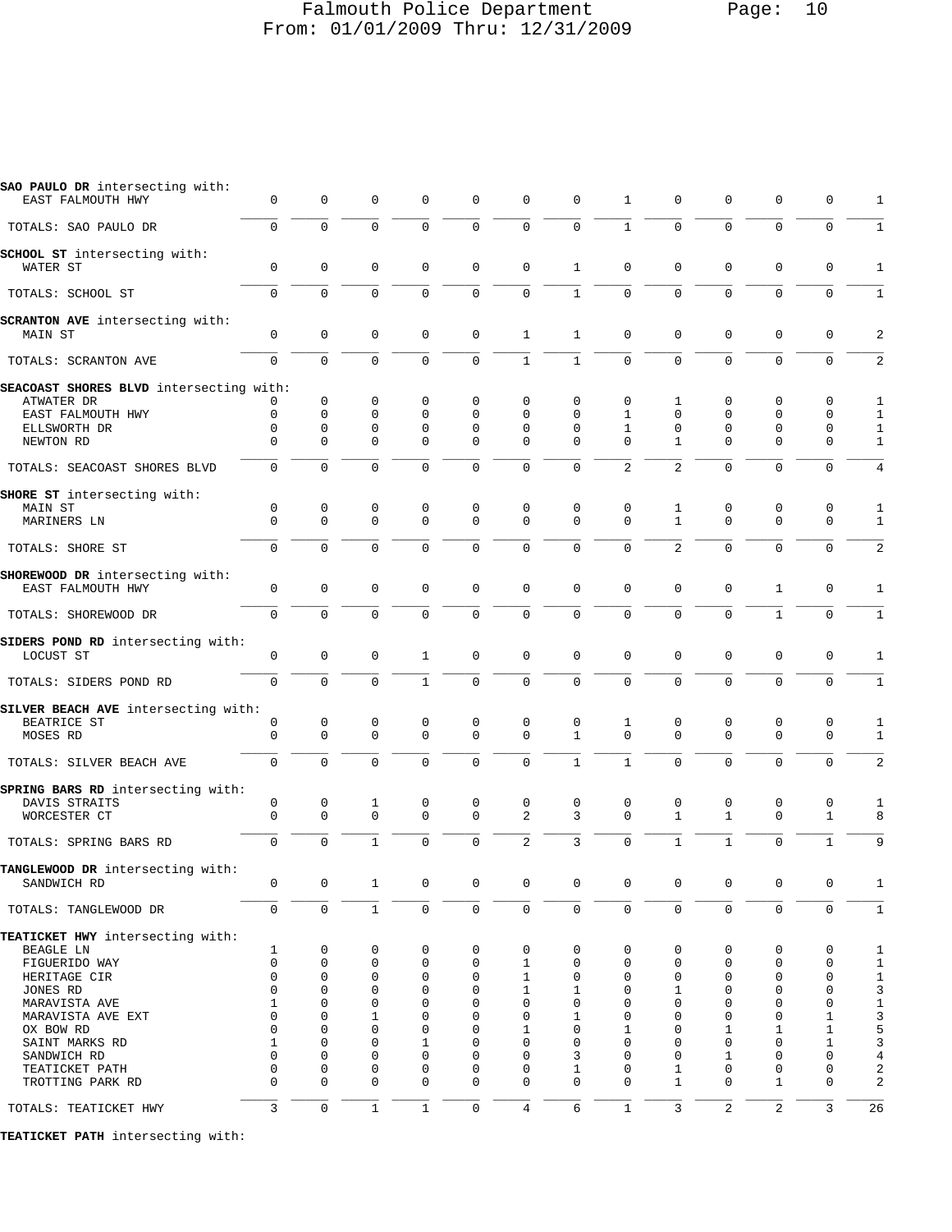| | | | | | | | | | | | | | |
|---|---|---|---|---|---|---|---|---|---|---|---|---|---|
| **SAO PAULO DR** intersecting with: | | | | | | | | | | | | | |
| EAST FALMOUTH HWY | 0 | 0 | 0 | 0 | 0 | 0 | 0 | 1 | 0 | 0 | 0 | 0 | 1 |
| TOTALS: SAO PAULO DR | 0 | 0 | 0 | 0 | 0 | 0 | 0 | 1 | 0 | 0 | 0 | 0 | 1 |
| **SCHOOL ST** intersecting with: | | | | | | | | | | | | | |
| WATER ST | 0 | 0 | 0 | 0 | 0 | 0 | 1 | 0 | 0 | 0 | 0 | 0 | 1 |
| TOTALS: SCHOOL ST | 0 | 0 | 0 | 0 | 0 | 0 | 1 | 0 | 0 | 0 | 0 | 0 | 1 |
| **SCRANTON AVE** intersecting with: | | | | | | | | | | | | | |
| MAIN ST | 0 | 0 | 0 | 0 | 0 | 1 | 1 | 0 | 0 | 0 | 0 | 0 | 2 |
| TOTALS: SCRANTON AVE | 0 | 0 | 0 | 0 | 0 | 1 | 1 | 0 | 0 | 0 | 0 | 0 | 2 |
| **SEACOAST SHORES BLVD** intersecting with: | | | | | | | | | | | | | |
| ATWATER DR | 0 | 0 | 0 | 0 | 0 | 0 | 0 | 0 | 1 | 0 | 0 | 0 | 1 |
| EAST FALMOUTH HWY | 0 | 0 | 0 | 0 | 0 | 0 | 0 | 1 | 0 | 0 | 0 | 0 | 1 |
| ELLSWORTH DR | 0 | 0 | 0 | 0 | 0 | 0 | 0 | 1 | 0 | 0 | 0 | 0 | 1 |
| NEWTON RD | 0 | 0 | 0 | 0 | 0 | 0 | 0 | 0 | 1 | 0 | 0 | 0 | 1 |
| TOTALS: SEACOAST SHORES BLVD | 0 | 0 | 0 | 0 | 0 | 0 | 0 | 2 | 2 | 0 | 0 | 0 | 4 |
| **SHORE ST** intersecting with: | | | | | | | | | | | | | |
| MAIN ST | 0 | 0 | 0 | 0 | 0 | 0 | 0 | 0 | 1 | 0 | 0 | 0 | 1 |
| MARINERS LN | 0 | 0 | 0 | 0 | 0 | 0 | 0 | 0 | 1 | 0 | 0 | 0 | 1 |
| TOTALS: SHORE ST | 0 | 0 | 0 | 0 | 0 | 0 | 0 | 0 | 2 | 0 | 0 | 0 | 2 |
| **SHOREWOOD DR** intersecting with: | | | | | | | | | | | | | |
| EAST FALMOUTH HWY | 0 | 0 | 0 | 0 | 0 | 0 | 0 | 0 | 0 | 0 | 1 | 0 | 1 |
| TOTALS: SHOREWOOD DR | 0 | 0 | 0 | 0 | 0 | 0 | 0 | 0 | 0 | 0 | 1 | 0 | 1 |
| **SIDERS POND RD** intersecting with: | | | | | | | | | | | | | |
| LOCUST ST | 0 | 0 | 0 | 1 | 0 | 0 | 0 | 0 | 0 | 0 | 0 | 0 | 1 |
| TOTALS: SIDERS POND RD | 0 | 0 | 0 | 1 | 0 | 0 | 0 | 0 | 0 | 0 | 0 | 0 | 1 |
| **SILVER BEACH AVE** intersecting with: | | | | | | | | | | | | | |
| BEATRICE ST | 0 | 0 | 0 | 0 | 0 | 0 | 0 | 1 | 0 | 0 | 0 | 0 | 1 |
| MOSES RD | 0 | 0 | 0 | 0 | 0 | 0 | 1 | 0 | 0 | 0 | 0 | 0 | 1 |
| TOTALS: SILVER BEACH AVE | 0 | 0 | 0 | 0 | 0 | 0 | 1 | 1 | 0 | 0 | 0 | 0 | 2 |
| **SPRING BARS RD** intersecting with: | | | | | | | | | | | | | |
| DAVIS STRAITS | 0 | 0 | 1 | 0 | 0 | 0 | 0 | 0 | 0 | 0 | 0 | 0 | 1 |
| WORCESTER CT | 0 | 0 | 0 | 0 | 0 | 2 | 3 | 0 | 1 | 1 | 0 | 1 | 8 |
| TOTALS: SPRING BARS RD | 0 | 0 | 1 | 0 | 0 | 2 | 3 | 0 | 1 | 1 | 0 | 1 | 9 |
| **TANGLEWOOD DR** intersecting with: | | | | | | | | | | | | | |
| SANDWICH RD | 0 | 0 | 1 | 0 | 0 | 0 | 0 | 0 | 0 | 0 | 0 | 0 | 1 |
| TOTALS: TANGLEWOOD DR | 0 | 0 | 1 | 0 | 0 | 0 | 0 | 0 | 0 | 0 | 0 | 0 | 1 |
| **TEATICKET HWY** intersecting with: | | | | | | | | | | | | | |
| BEAGLE LN | 1 | 0 | 0 | 0 | 0 | 0 | 0 | 0 | 0 | 0 | 0 | 0 | 1 |
| FIGUERIDO WAY | 0 | 0 | 0 | 0 | 0 | 1 | 0 | 0 | 0 | 0 | 0 | 0 | 1 |
| HERITAGE CIR | 0 | 0 | 0 | 0 | 0 | 1 | 0 | 0 | 0 | 0 | 0 | 0 | 1 |
| JONES RD | 0 | 0 | 0 | 0 | 0 | 1 | 1 | 0 | 1 | 0 | 0 | 0 | 3 |
| MARAVISTA AVE | 1 | 0 | 0 | 0 | 0 | 0 | 0 | 0 | 0 | 0 | 0 | 0 | 1 |
| MARAVISTA AVE EXT | 0 | 0 | 1 | 0 | 0 | 0 | 1 | 0 | 0 | 0 | 0 | 1 | 3 |
| OX BOW RD | 0 | 0 | 0 | 0 | 0 | 1 | 0 | 1 | 0 | 1 | 1 | 1 | 5 |
| SAINT MARKS RD | 1 | 0 | 0 | 1 | 0 | 0 | 0 | 0 | 0 | 0 | 0 | 1 | 3 |
| SANDWICH RD | 0 | 0 | 0 | 0 | 0 | 0 | 3 | 0 | 0 | 1 | 0 | 0 | 4 |
| TEATICKET PATH | 0 | 0 | 0 | 0 | 0 | 0 | 1 | 0 | 1 | 0 | 0 | 0 | 2 |
| TROTTING PARK RD | 0 | 0 | 0 | 0 | 0 | 0 | 0 | 0 | 1 | 0 | 1 | 0 | 2 |
| TOTALS: TEATICKET HWY | 3 | 0 | 1 | 1 | 0 | 4 | 6 | 1 | 3 | 2 | 2 | 3 | 26 |

**TEATICKET PATH** intersecting with: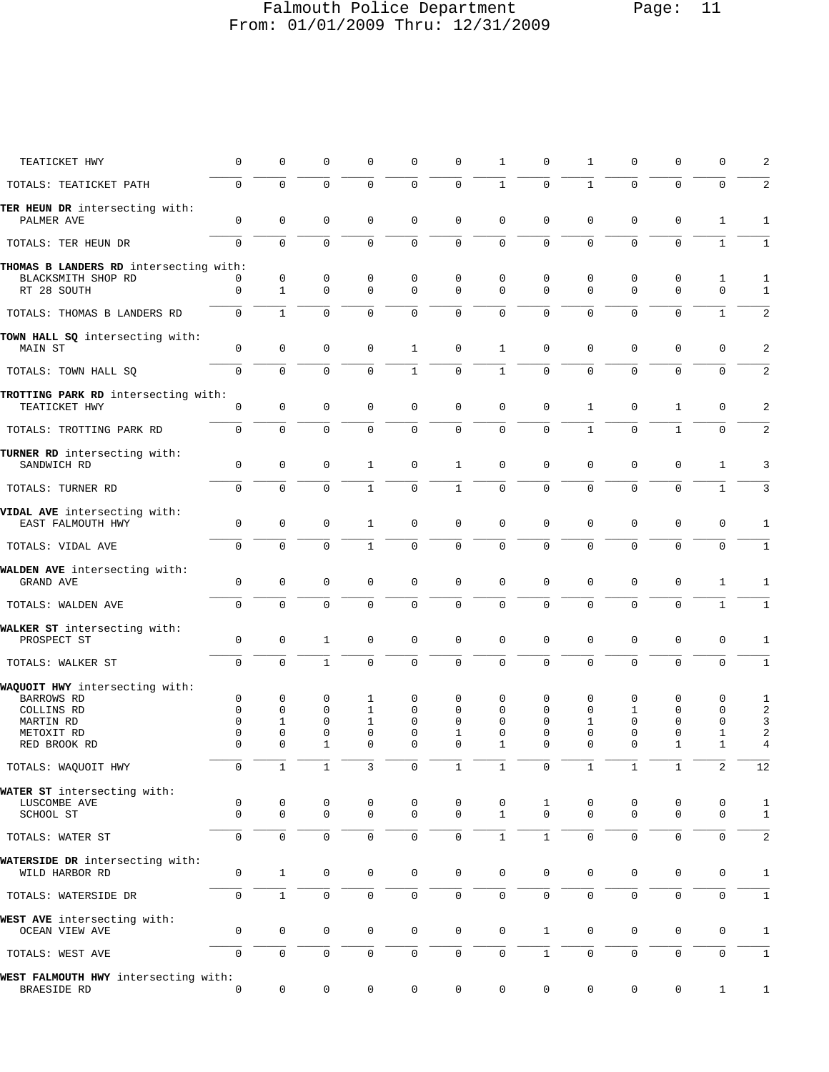Falmouth Police Department
From: 01/01/2009 Thru: 12/31/2009

| | | | | | | | | | | | | | |
|---|---|---|---|---|---|---|---|---|---|---|---|---|---|
| TEATICKET HWY | 0 | 0 | 0 | 0 | 0 | 0 | 1 | 0 | 1 | 0 | 0 | 0 | 2 |
| TOTALS: TEATICKET PATH | 0 | 0 | 0 | 0 | 0 | 0 | 1 | 0 | 1 | 0 | 0 | 0 | 2 |
| **TER HEUN DR** intersecting with: | | | | | | | | | | | | | |
| PALMER AVE | 0 | 0 | 0 | 0 | 0 | 0 | 0 | 0 | 0 | 0 | 0 | 1 | 1 |
| TOTALS: TER HEUN DR | 0 | 0 | 0 | 0 | 0 | 0 | 0 | 0 | 0 | 0 | 0 | 1 | 1 |
| **THOMAS B LANDERS RD** intersecting with: | | | | | | | | | | | | | |
| BLACKSMITH SHOP RD | 0 | 0 | 0 | 0 | 0 | 0 | 0 | 0 | 0 | 0 | 0 | 1 | 1 |
| RT 28 SOUTH | 0 | 1 | 0 | 0 | 0 | 0 | 0 | 0 | 0 | 0 | 0 | 0 | 1 |
| TOTALS: THOMAS B LANDERS RD | 0 | 1 | 0 | 0 | 0 | 0 | 0 | 0 | 0 | 0 | 0 | 1 | 2 |
| **TOWN HALL SQ** intersecting with: | | | | | | | | | | | | | |
| MAIN ST | 0 | 0 | 0 | 0 | 1 | 0 | 1 | 0 | 0 | 0 | 0 | 0 | 2 |
| TOTALS: TOWN HALL SQ | 0 | 0 | 0 | 0 | 1 | 0 | 1 | 0 | 0 | 0 | 0 | 0 | 2 |
| **TROTTING PARK RD** intersecting with: | | | | | | | | | | | | | |
| TEATICKET HWY | 0 | 0 | 0 | 0 | 0 | 0 | 0 | 0 | 1 | 0 | 1 | 0 | 2 |
| TOTALS: TROTTING PARK RD | 0 | 0 | 0 | 0 | 0 | 0 | 0 | 0 | 1 | 0 | 1 | 0 | 2 |
| **TURNER RD** intersecting with: | | | | | | | | | | | | | |
| SANDWICH RD | 0 | 0 | 0 | 1 | 0 | 1 | 0 | 0 | 0 | 0 | 0 | 1 | 3 |
| TOTALS: TURNER RD | 0 | 0 | 0 | 1 | 0 | 1 | 0 | 0 | 0 | 0 | 0 | 1 | 3 |
| **VIDAL AVE** intersecting with: | | | | | | | | | | | | | |
| EAST FALMOUTH HWY | 0 | 0 | 0 | 1 | 0 | 0 | 0 | 0 | 0 | 0 | 0 | 0 | 1 |
| TOTALS: VIDAL AVE | 0 | 0 | 0 | 1 | 0 | 0 | 0 | 0 | 0 | 0 | 0 | 0 | 1 |
| **WALDEN AVE** intersecting with: | | | | | | | | | | | | | |
| GRAND AVE | 0 | 0 | 0 | 0 | 0 | 0 | 0 | 0 | 0 | 0 | 0 | 1 | 1 |
| TOTALS: WALDEN AVE | 0 | 0 | 0 | 0 | 0 | 0 | 0 | 0 | 0 | 0 | 0 | 1 | 1 |
| **WALKER ST** intersecting with: | | | | | | | | | | | | | |
| PROSPECT ST | 0 | 0 | 1 | 0 | 0 | 0 | 0 | 0 | 0 | 0 | 0 | 0 | 1 |
| TOTALS: WALKER ST | 0 | 0 | 1 | 0 | 0 | 0 | 0 | 0 | 0 | 0 | 0 | 0 | 1 |
| **WAQUOIT HWY** intersecting with: | | | | | | | | | | | | | |
| BARROWS RD | 0 | 0 | 0 | 1 | 0 | 0 | 0 | 0 | 0 | 0 | 0 | 0 | 1 |
| COLLINS RD | 0 | 0 | 0 | 1 | 0 | 0 | 0 | 0 | 0 | 1 | 0 | 0 | 2 |
| MARTIN RD | 0 | 1 | 0 | 1 | 0 | 0 | 0 | 0 | 1 | 0 | 0 | 0 | 3 |
| METOXIT RD | 0 | 0 | 0 | 0 | 0 | 1 | 0 | 0 | 0 | 0 | 0 | 1 | 2 |
| RED BROOK RD | 0 | 0 | 1 | 0 | 0 | 0 | 1 | 0 | 0 | 0 | 1 | 1 | 4 |
| TOTALS: WAQUOIT HWY | 0 | 1 | 1 | 3 | 0 | 1 | 1 | 0 | 1 | 1 | 1 | 2 | 12 |
| **WATER ST** intersecting with: | | | | | | | | | | | | | |
| LUSCOMBE AVE | 0 | 0 | 0 | 0 | 0 | 0 | 0 | 1 | 0 | 0 | 0 | 0 | 1 |
| SCHOOL ST | 0 | 0 | 0 | 0 | 0 | 0 | 1 | 0 | 0 | 0 | 0 | 0 | 1 |
| TOTALS: WATER ST | 0 | 0 | 0 | 0 | 0 | 0 | 1 | 1 | 0 | 0 | 0 | 0 | 2 |
| **WATERSIDE DR** intersecting with: | | | | | | | | | | | | | |
| WILD HARBOR RD | 0 | 1 | 0 | 0 | 0 | 0 | 0 | 0 | 0 | 0 | 0 | 0 | 1 |
| TOTALS: WATERSIDE DR | 0 | 1 | 0 | 0 | 0 | 0 | 0 | 0 | 0 | 0 | 0 | 0 | 1 |
| **WEST AVE** intersecting with: | | | | | | | | | | | | | |
| OCEAN VIEW AVE | 0 | 0 | 0 | 0 | 0 | 0 | 0 | 1 | 0 | 0 | 0 | 0 | 1 |
| TOTALS: WEST AVE | 0 | 0 | 0 | 0 | 0 | 0 | 0 | 1 | 0 | 0 | 0 | 0 | 1 |
| **WEST FALMOUTH HWY** intersecting with: | | | | | | | | | | | | | |
| BRAESIDE RD | 0 | 0 | 0 | 0 | 0 | 0 | 0 | 0 | 0 | 0 | 0 | 1 | 1 |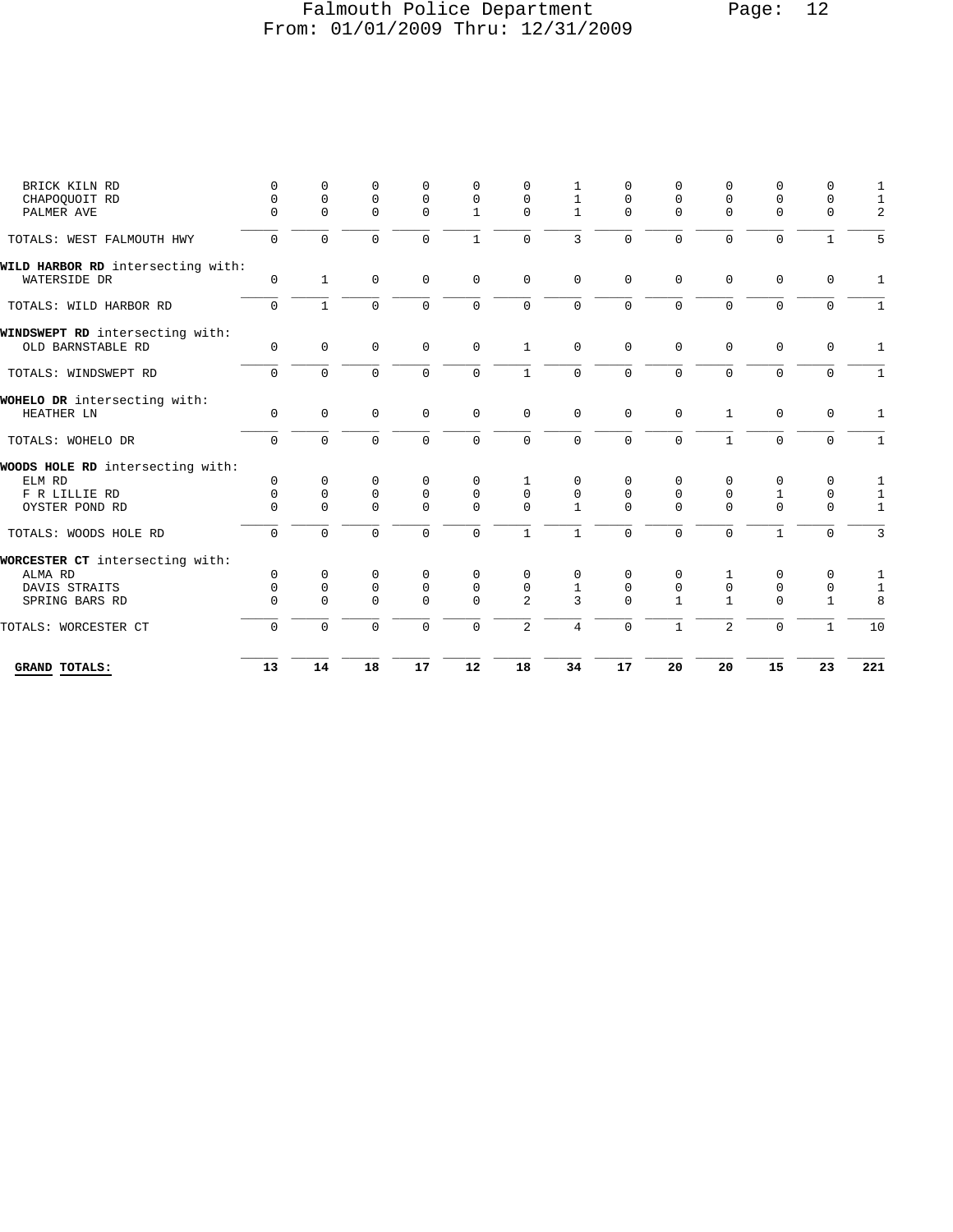| | | | | | | | | | | | | | |
|---|---|---|---|---|---|---|---|---|---|---|---|---|---|
| BRICK KILN RD | 0 | 0 | 0 | 0 | 0 | 0 | 1 | 0 | 0 | 0 | 0 | 0 | 1 |
| CHAPOQUOIT RD | 0 | 0 | 0 | 0 | 0 | 0 | 1 | 0 | 0 | 0 | 0 | 0 | 1 |
| PALMER AVE | 0 | 0 | 0 | 0 | 1 | 0 | 1 | 0 | 0 | 0 | 0 | 0 | 2 |
| TOTALS: WEST FALMOUTH HWY | 0 | 0 | 0 | 0 | 1 | 0 | 3 | 0 | 0 | 0 | 0 | 1 | 5 |
| **WILD HARBOR RD** intersecting with: | | | | | | | | | | | | | |
| WATERSIDE DR | 0 | 1 | 0 | 0 | 0 | 0 | 0 | 0 | 0 | 0 | 0 | 0 | 1 |
| TOTALS: WILD HARBOR RD | 0 | 1 | 0 | 0 | 0 | 0 | 0 | 0 | 0 | 0 | 0 | 0 | 1 |
| **WINDSWEPT RD** intersecting with: | | | | | | | | | | | | | |
| OLD BARNSTABLE RD | 0 | 0 | 0 | 0 | 0 | 1 | 0 | 0 | 0 | 0 | 0 | 0 | 1 |
| TOTALS: WINDSWEPT RD | 0 | 0 | 0 | 0 | 0 | 1 | 0 | 0 | 0 | 0 | 0 | 0 | 1 |
| **WOHELO DR** intersecting with: | | | | | | | | | | | | | |
| HEATHER LN | 0 | 0 | 0 | 0 | 0 | 0 | 0 | 0 | 0 | 1 | 0 | 0 | 1 |
| TOTALS: WOHELO DR | 0 | 0 | 0 | 0 | 0 | 0 | 0 | 0 | 0 | 1 | 0 | 0 | 1 |
| **WOODS HOLE RD** intersecting with: | | | | | | | | | | | | | |
| ELM RD | 0 | 0 | 0 | 0 | 0 | 1 | 0 | 0 | 0 | 0 | 0 | 0 | 1 |
| F R LILLIE RD | 0 | 0 | 0 | 0 | 0 | 0 | 0 | 0 | 0 | 0 | 1 | 0 | 1 |
| OYSTER POND RD | 0 | 0 | 0 | 0 | 0 | 0 | 1 | 0 | 0 | 0 | 0 | 0 | 1 |
| TOTALS: WOODS HOLE RD | 0 | 0 | 0 | 0 | 0 | 1 | 1 | 0 | 0 | 0 | 1 | 0 | 3 |
| **WORCESTER CT** intersecting with: | | | | | | | | | | | | | |
| ALMA RD | 0 | 0 | 0 | 0 | 0 | 0 | 0 | 0 | 0 | 1 | 0 | 0 | 1 |
| DAVIS STRAITS | 0 | 0 | 0 | 0 | 0 | 0 | 1 | 0 | 0 | 0 | 0 | 0 | 1 |
| SPRING BARS RD | 0 | 0 | 0 | 0 | 0 | 2 | 3 | 0 | 1 | 1 | 0 | 1 | 8 |
| TOTALS: WORCESTER CT | 0 | 0 | 0 | 0 | 0 | 2 | 4 | 0 | 1 | 2 | 0 | 1 | 10 |
| **GRAND TOTALS:** | **13** | **14** | **18** | **17** | **12** | **18** | **34** | **17** | **20** | **20** | **15** | **23** | **221** |